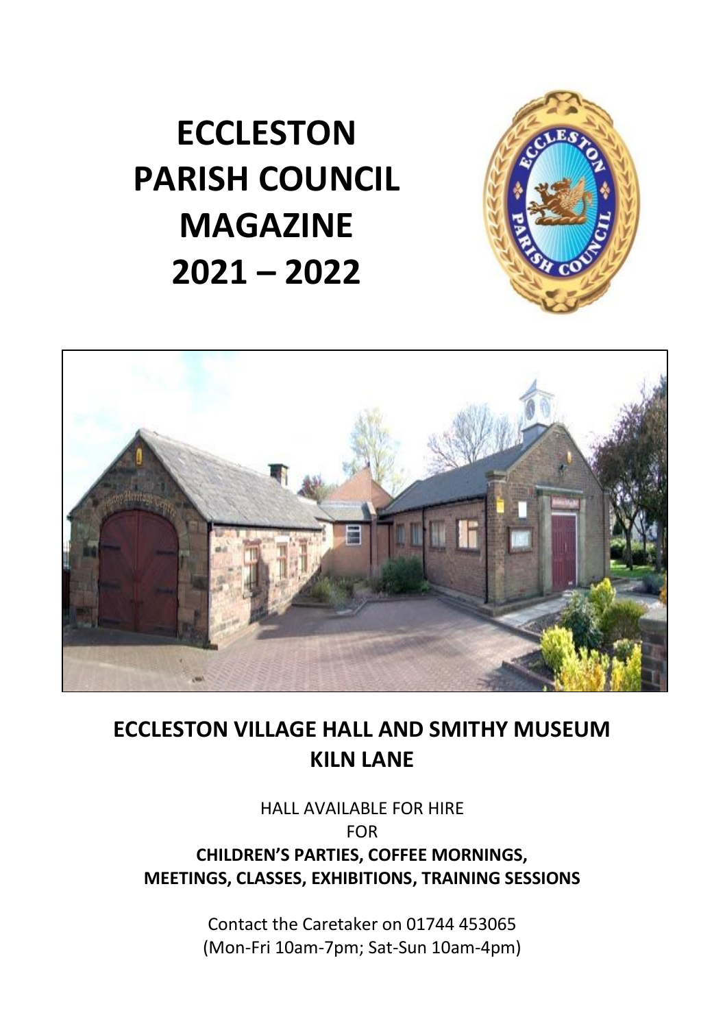# ECCLESTON PARISH COUNCIL MAGAZINE 2021 – 2022

## ECCLESTON VILLAGE HALL AND SMITHY MUSEUM KILN LANE

HALL AVAILABLE FOR HIRE
FOR
**CHILDREN'S PARTIES, COFFEE MORNINGS, MEETINGS, CLASSES, EXHIBITIONS, TRAINING SESSIONS**

Contact the Caretaker on 01744 453065
(Mon-Fri 10am-7pm; Sat-Sun 10am-4pm)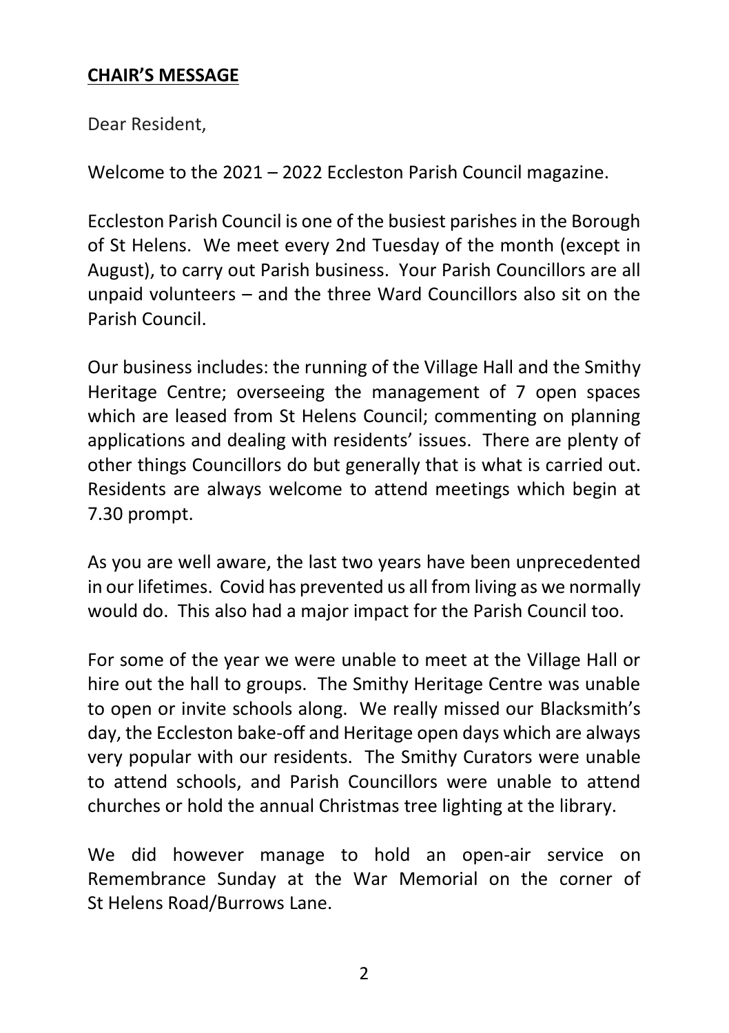## **CHAIR'S MESSAGE**

Dear Resident,

Welcome to the 2021 – 2022 Eccleston Parish Council magazine.

Eccleston Parish Council is one of the busiest parishes in the Borough of St Helens. We meet every 2nd Tuesday of the month (except in August), to carry out Parish business. Your Parish Councillors are all unpaid volunteers – and the three Ward Councillors also sit on the Parish Council.

Our business includes: the running of the Village Hall and the Smithy Heritage Centre; overseeing the management of 7 open spaces which are leased from St Helens Council; commenting on planning applications and dealing with residents' issues. There are plenty of other things Councillors do but generally that is what is carried out. Residents are always welcome to attend meetings which begin at 7.30 prompt.

As you are well aware, the last two years have been unprecedented in our lifetimes. Covid has prevented us all from living as we normally would do. This also had a major impact for the Parish Council too.

For some of the year we were unable to meet at the Village Hall or hire out the hall to groups. The Smithy Heritage Centre was unable to open or invite schools along. We really missed our Blacksmith's day, the Eccleston bake-off and Heritage open days which are always very popular with our residents. The Smithy Curators were unable to attend schools, and Parish Councillors were unable to attend churches or hold the annual Christmas tree lighting at the library.

We did however manage to hold an open-air service on Remembrance Sunday at the War Memorial on the corner of St Helens Road/Burrows Lane.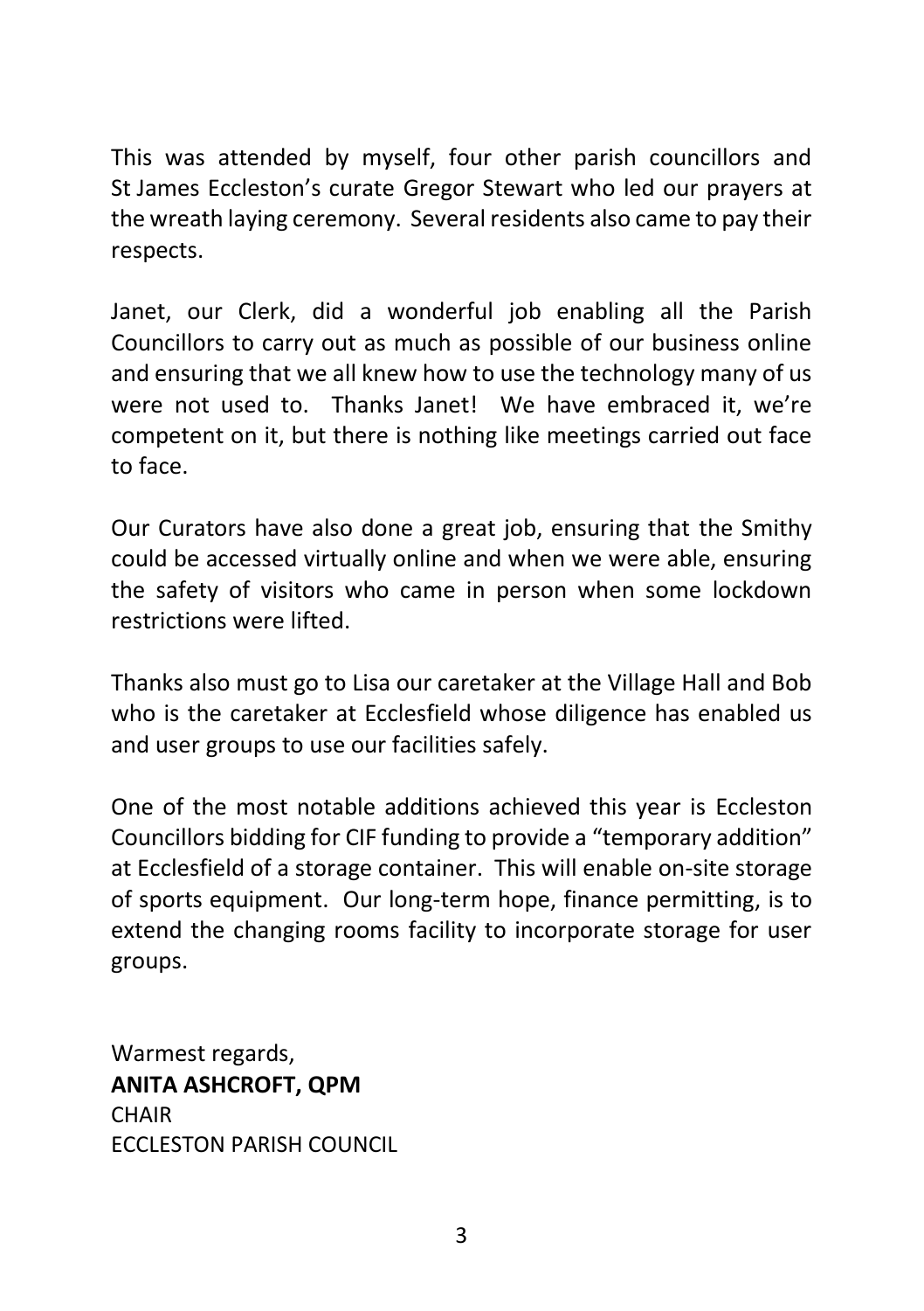This was attended by myself, four other parish councillors and St James Eccleston's curate Gregor Stewart who led our prayers at the wreath laying ceremony. Several residents also came to pay their respects.

Janet, our Clerk, did a wonderful job enabling all the Parish Councillors to carry out as much as possible of our business online and ensuring that we all knew how to use the technology many of us were not used to. Thanks Janet! We have embraced it, we're competent on it, but there is nothing like meetings carried out face to face.

Our Curators have also done a great job, ensuring that the Smithy could be accessed virtually online and when we were able, ensuring the safety of visitors who came in person when some lockdown restrictions were lifted.

Thanks also must go to Lisa our caretaker at the Village Hall and Bob who is the caretaker at Ecclesfield whose diligence has enabled us and user groups to use our facilities safely.

One of the most notable additions achieved this year is Eccleston Councillors bidding for CIF funding to provide a "temporary addition" at Ecclesfield of a storage container. This will enable on-site storage of sports equipment. Our long-term hope, finance permitting, is to extend the changing rooms facility to incorporate storage for user groups.

Warmest regards,
**ANITA ASHCROFT, QPM**
CHAIR
ECCLESTON PARISH COUNCIL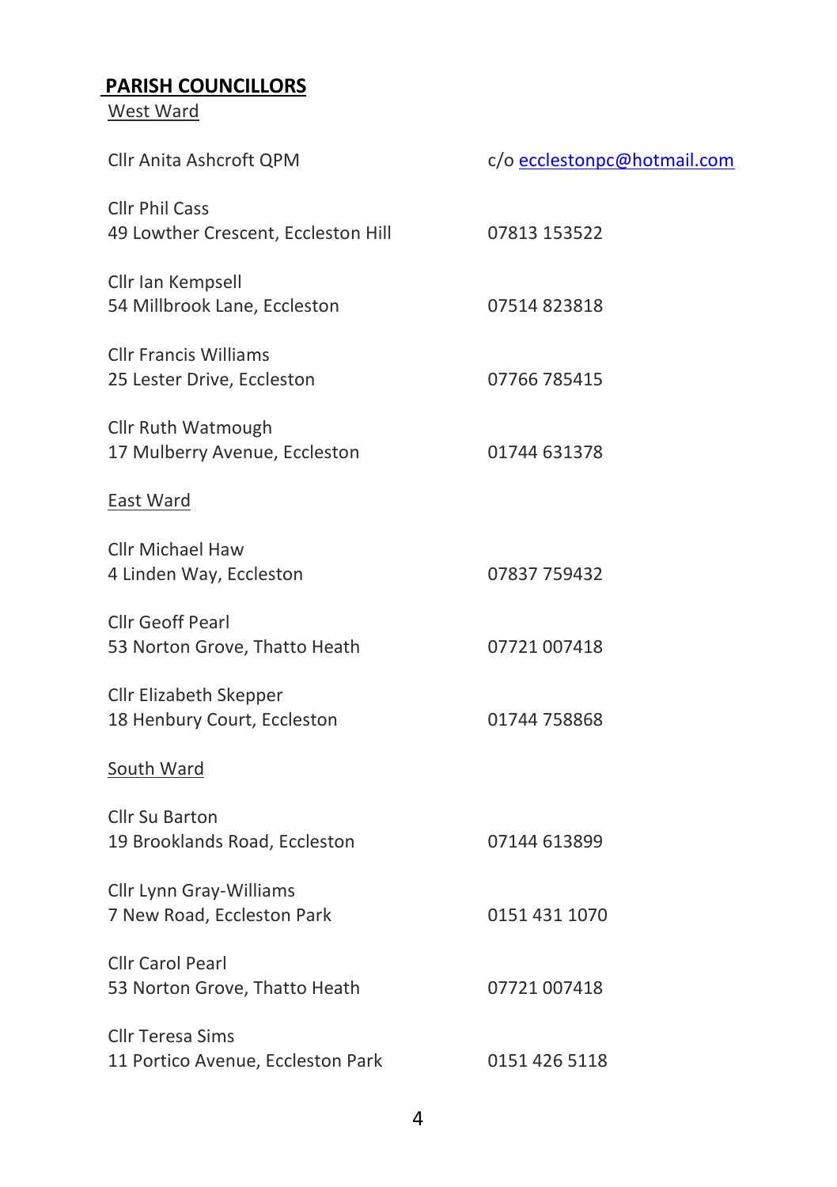## PARISH COUNCILLORS

### West Ward

| | |
|---|---|
| Cllr Anita Ashcroft QPM | c/o ecclestonpc@hotmail.com |
| Cllr Phil Cass<br>49 Lowther Crescent, Eccleston Hill | 07813 153522 |
| Cllr Ian Kempsell<br>54 Millbrook Lane, Eccleston | 07514 823818 |
| Cllr Francis Williams<br>25 Lester Drive, Eccleston | 07766 785415 |
| Cllr Ruth Watmough<br>17 Mulberry Avenue, Eccleston | 01744 631378 |

### East Ward

| | |
|---|---|
| Cllr Michael Haw<br>4 Linden Way, Eccleston | 07837 759432 |
| Cllr Geoff Pearl<br>53 Norton Grove, Thatto Heath | 07721 007418 |
| Cllr Elizabeth Skepper<br>18 Henbury Court, Eccleston | 01744 758868 |

### South Ward

| | |
|---|---|
| Cllr Su Barton<br>19 Brooklands Road, Eccleston | 07144 613899 |
| Cllr Lynn Gray-Williams<br>7 New Road, Eccleston Park | 0151 431 1070 |
| Cllr Carol Pearl<br>53 Norton Grove, Thatto Heath | 07721 007418 |
| Cllr Teresa Sims<br>11 Portico Avenue, Eccleston Park | 0151 426 5118 |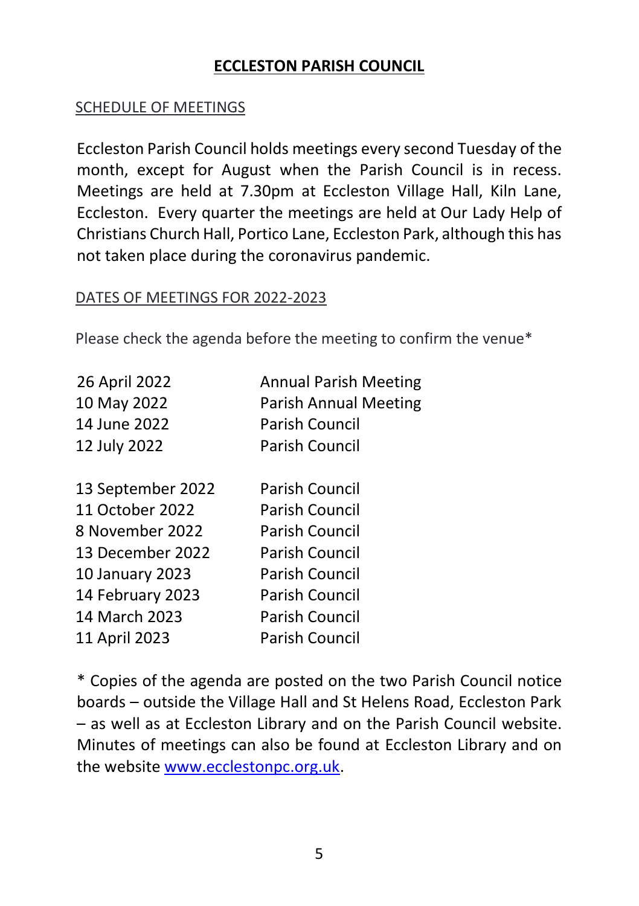# ECCLESTON PARISH COUNCIL

## SCHEDULE OF MEETINGS

Eccleston Parish Council holds meetings every second Tuesday of the month, except for August when the Parish Council is in recess. Meetings are held at 7.30pm at Eccleston Village Hall, Kiln Lane, Eccleston. Every quarter the meetings are held at Our Lady Help of Christians Church Hall, Portico Lane, Eccleston Park, although this has not taken place during the coronavirus pandemic.

## DATES OF MEETINGS FOR 2022-2023

Please check the agenda before the meeting to confirm the venue*

| | |
|---|---|
| 26 April 2022 | Annual Parish Meeting |
| 10 May 2022 | Parish Annual Meeting |
| 14 June 2022 | Parish Council |
| 12 July 2022 | Parish Council |
| | |
| 13 September 2022 | Parish Council |
| 11 October 2022 | Parish Council |
| 8 November 2022 | Parish Council |
| 13 December 2022 | Parish Council |
| 10 January 2023 | Parish Council |
| 14 February 2023 | Parish Council |
| 14 March 2023 | Parish Council |
| 11 April 2023 | Parish Council |

* Copies of the agenda are posted on the two Parish Council notice boards – outside the Village Hall and St Helens Road, Eccleston Park – as well as at Eccleston Library and on the Parish Council website. Minutes of meetings can also be found at Eccleston Library and on the website [www.ecclestonpc.org.uk](http://www.ecclestonpc.org.uk).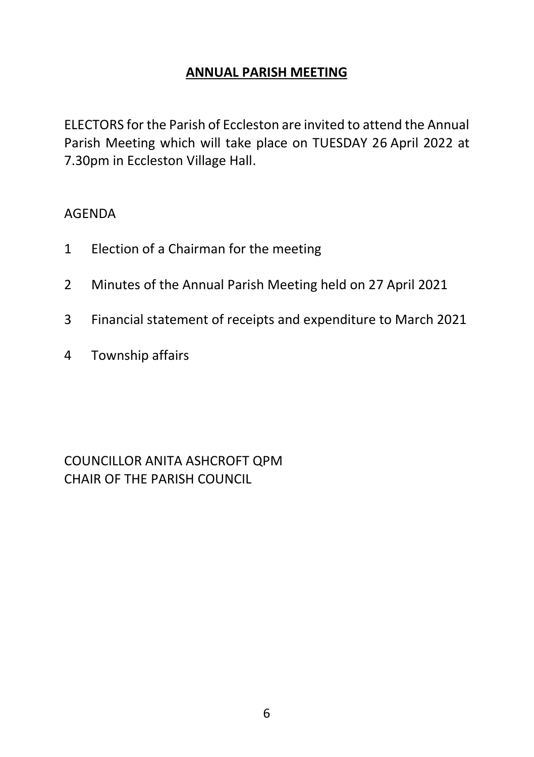# **ANNUAL PARISH MEETING**

ELECTORS for the Parish of Eccleston are invited to attend the Annual Parish Meeting which will take place on TUESDAY 26 April 2022 at 7.30pm in Eccleston Village Hall.

AGENDA

1 Election of a Chairman for the meeting

2 Minutes of the Annual Parish Meeting held on 27 April 2021

3 Financial statement of receipts and expenditure to March 2021

4 Township affairs

COUNCILLOR ANITA ASHCROFT QPM
CHAIR OF THE PARISH COUNCIL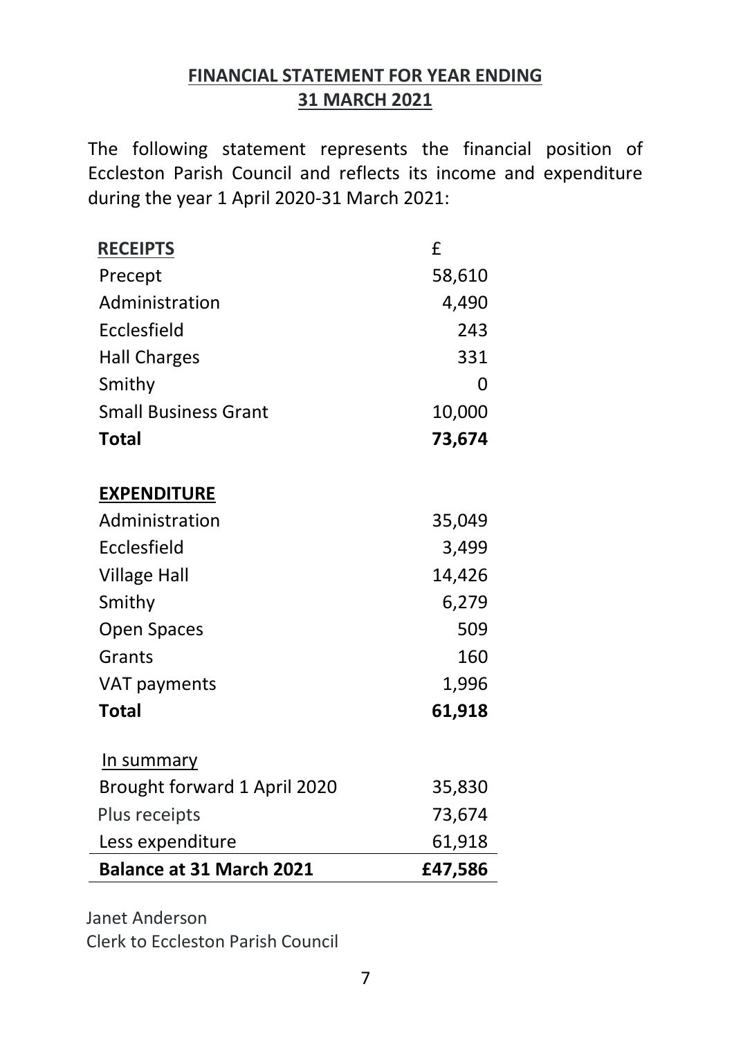## FINANCIAL STATEMENT FOR YEAR ENDING 31 MARCH 2021

The following statement represents the financial position of Eccleston Parish Council and reflects its income and expenditure during the year 1 April 2020-31 March 2021:

| **RECEIPTS** | £ |
|---|---|
| Precept | 58,610 |
| Administration | 4,490 |
| Ecclesfield | 243 |
| Hall Charges | 331 |
| Smithy | 0 |
| Small Business Grant | 10,000 |
| **Total** | **73,674** |

| **EXPENDITURE** | |
|---|---|
| Administration | 35,049 |
| Ecclesfield | 3,499 |
| Village Hall | 14,426 |
| Smithy | 6,279 |
| Open Spaces | 509 |
| Grants | 160 |
| VAT payments | 1,996 |
| **Total** | **61,918** |

| In summary | |
|---|---|
| Brought forward 1 April 2020 | 35,830 |
| Plus receipts | 73,674 |
| Less expenditure | 61,918 |
| **Balance at 31 March 2021** | **£47,586** |

Janet Anderson
Clerk to Eccleston Parish Council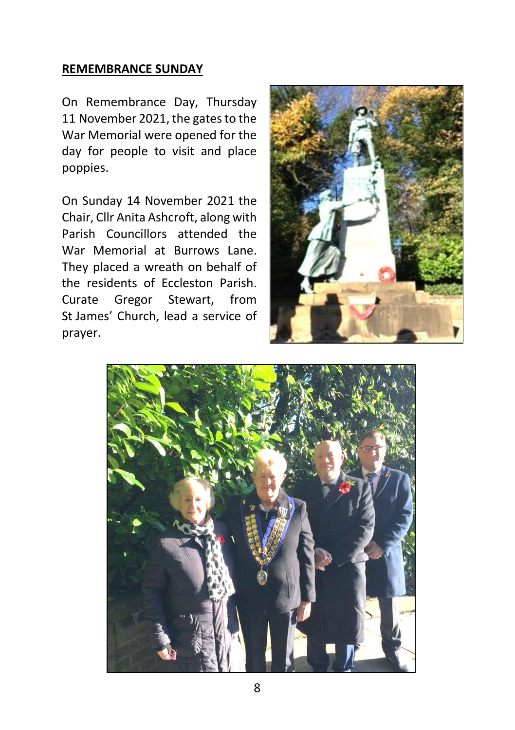## REMEMBRANCE SUNDAY

On Remembrance Day, Thursday 11 November 2021, the gates to the War Memorial were opened for the day for people to visit and place poppies.

On Sunday 14 November 2021 the Chair, Cllr Anita Ashcroft, along with Parish Councillors attended the War Memorial at Burrows Lane. They placed a wreath on behalf of the residents of Eccleston Parish. Curate Gregor Stewart, from St James' Church, lead a service of prayer.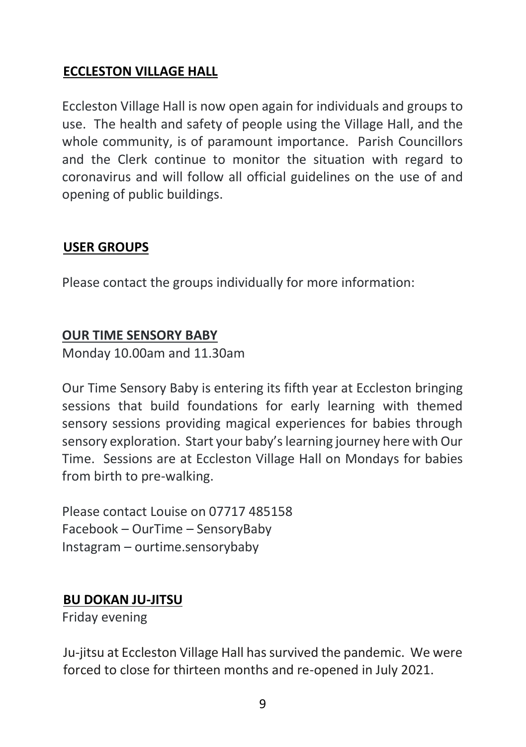## ECCLESTON VILLAGE HALL

Eccleston Village Hall is now open again for individuals and groups to use. The health and safety of people using the Village Hall, and the whole community, is of paramount importance. Parish Councillors and the Clerk continue to monitor the situation with regard to coronavirus and will follow all official guidelines on the use of and opening of public buildings.

## USER GROUPS

Please contact the groups individually for more information:

### OUR TIME SENSORY BABY

Monday 10.00am and 11.30am

Our Time Sensory Baby is entering its fifth year at Eccleston bringing sessions that build foundations for early learning with themed sensory sessions providing magical experiences for babies through sensory exploration. Start your baby's learning journey here with Our Time. Sessions are at Eccleston Village Hall on Mondays for babies from birth to pre-walking.

Please contact Louise on 07717 485158
Facebook – OurTime – SensoryBaby
Instagram – ourtime.sensorybaby

### BU DOKAN JU-JITSU

Friday evening

Ju-jitsu at Eccleston Village Hall has survived the pandemic. We were forced to close for thirteen months and re-opened in July 2021.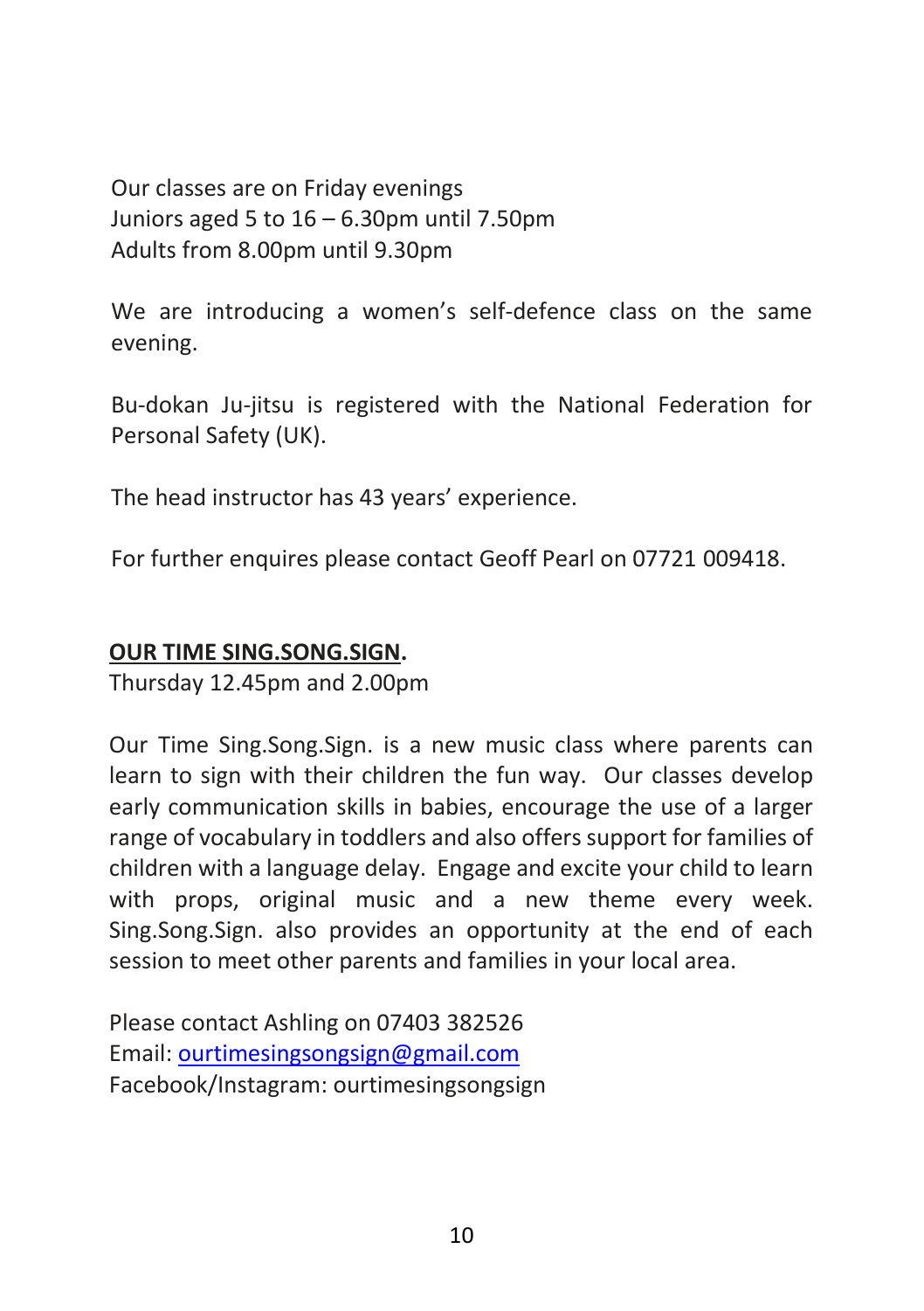Our classes are on Friday evenings
Juniors aged 5 to 16 – 6.30pm until 7.50pm
Adults from 8.00pm until 9.30pm

We are introducing a women's self-defence class on the same evening.

Bu-dokan Ju-jitsu is registered with the National Federation for Personal Safety (UK).

The head instructor has 43 years' experience.

For further enquires please contact Geoff Pearl on 07721 009418.

**OUR TIME SING.SONG.SIGN.**
Thursday 12.45pm and 2.00pm

Our Time Sing.Song.Sign. is a new music class where parents can learn to sign with their children the fun way. Our classes develop early communication skills in babies, encourage the use of a larger range of vocabulary in toddlers and also offers support for families of children with a language delay. Engage and excite your child to learn with props, original music and a new theme every week. Sing.Song.Sign. also provides an opportunity at the end of each session to meet other parents and families in your local area.

Please contact Ashling on 07403 382526
Email: ourtimesingsongsign@gmail.com
Facebook/Instagram: ourtimesingsongsign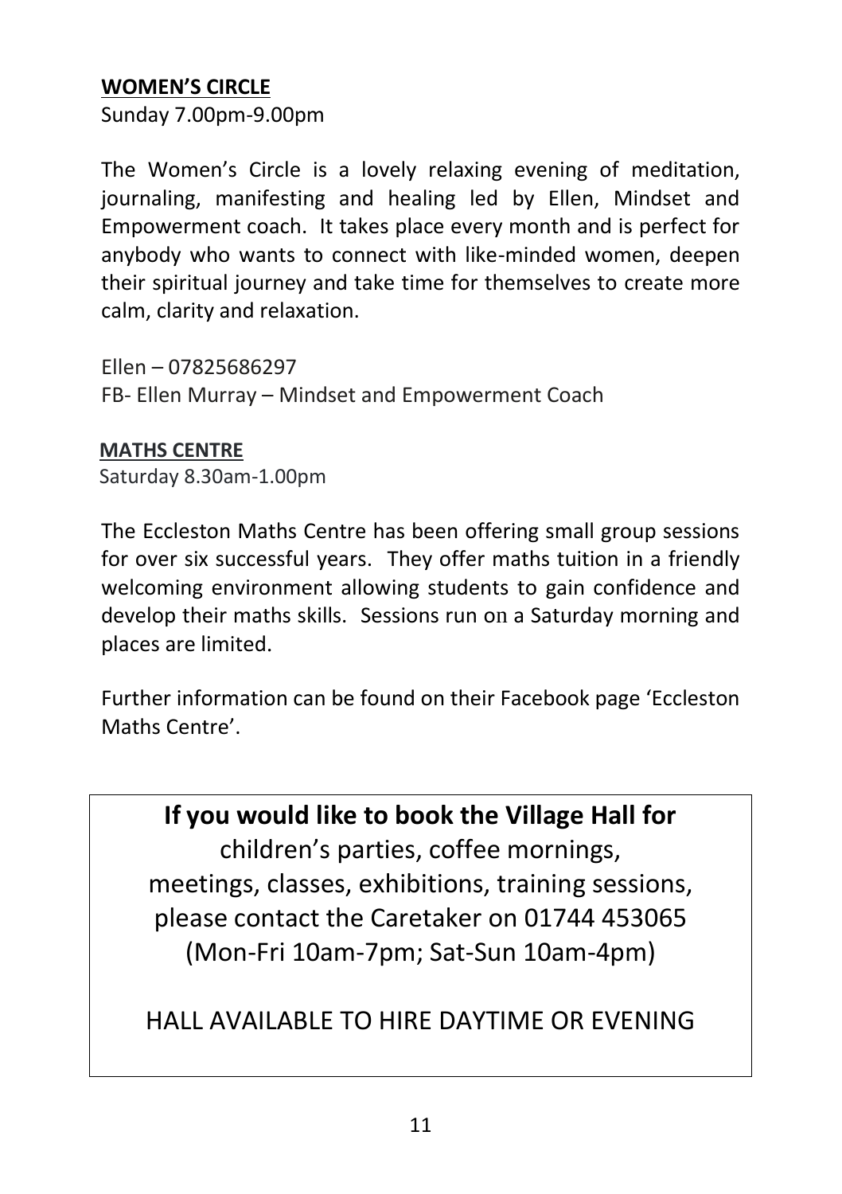## WOMEN'S CIRCLE

Sunday 7.00pm-9.00pm

The Women's Circle is a lovely relaxing evening of meditation, journaling, manifesting and healing led by Ellen, Mindset and Empowerment coach. It takes place every month and is perfect for anybody who wants to connect with like-minded women, deepen their spiritual journey and take time for themselves to create more calm, clarity and relaxation.

Ellen – 07825686297
FB- Ellen Murray – Mindset and Empowerment Coach

## MATHS CENTRE

Saturday 8.30am-1.00pm

The Eccleston Maths Centre has been offering small group sessions for over six successful years. They offer maths tuition in a friendly welcoming environment allowing students to gain confidence and develop their maths skills. Sessions run on a Saturday morning and places are limited.

Further information can be found on their Facebook page 'Eccleston Maths Centre'.

**If you would like to book the Village Hall for**
children's parties, coffee mornings, meetings, classes, exhibitions, training sessions, please contact the Caretaker on 01744 453065 (Mon-Fri 10am-7pm; Sat-Sun 10am-4pm)

HALL AVAILABLE TO HIRE DAYTIME OR EVENING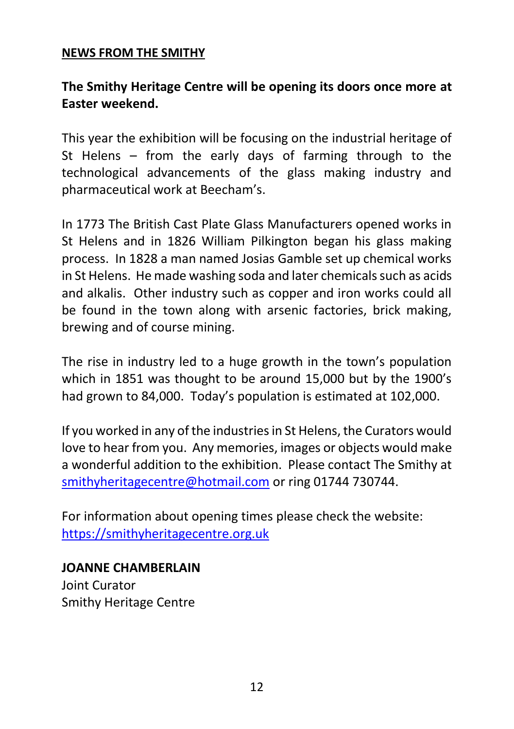## NEWS FROM THE SMITHY

**The Smithy Heritage Centre will be opening its doors once more at Easter weekend.**

This year the exhibition will be focusing on the industrial heritage of St Helens – from the early days of farming through to the technological advancements of the glass making industry and pharmaceutical work at Beecham's.

In 1773 The British Cast Plate Glass Manufacturers opened works in St Helens and in 1826 William Pilkington began his glass making process. In 1828 a man named Josias Gamble set up chemical works in St Helens. He made washing soda and later chemicals such as acids and alkalis. Other industry such as copper and iron works could all be found in the town along with arsenic factories, brick making, brewing and of course mining.

The rise in industry led to a huge growth in the town's population which in 1851 was thought to be around 15,000 but by the 1900's had grown to 84,000. Today's population is estimated at 102,000.

If you worked in any of the industries in St Helens, the Curators would love to hear from you. Any memories, images or objects would make a wonderful addition to the exhibition. Please contact The Smithy at smithyheritagecentre@hotmail.com or ring 01744 730744.

For information about opening times please check the website: https://smithyheritagecentre.org.uk

**JOANNE CHAMBERLAIN**
Joint Curator
Smithy Heritage Centre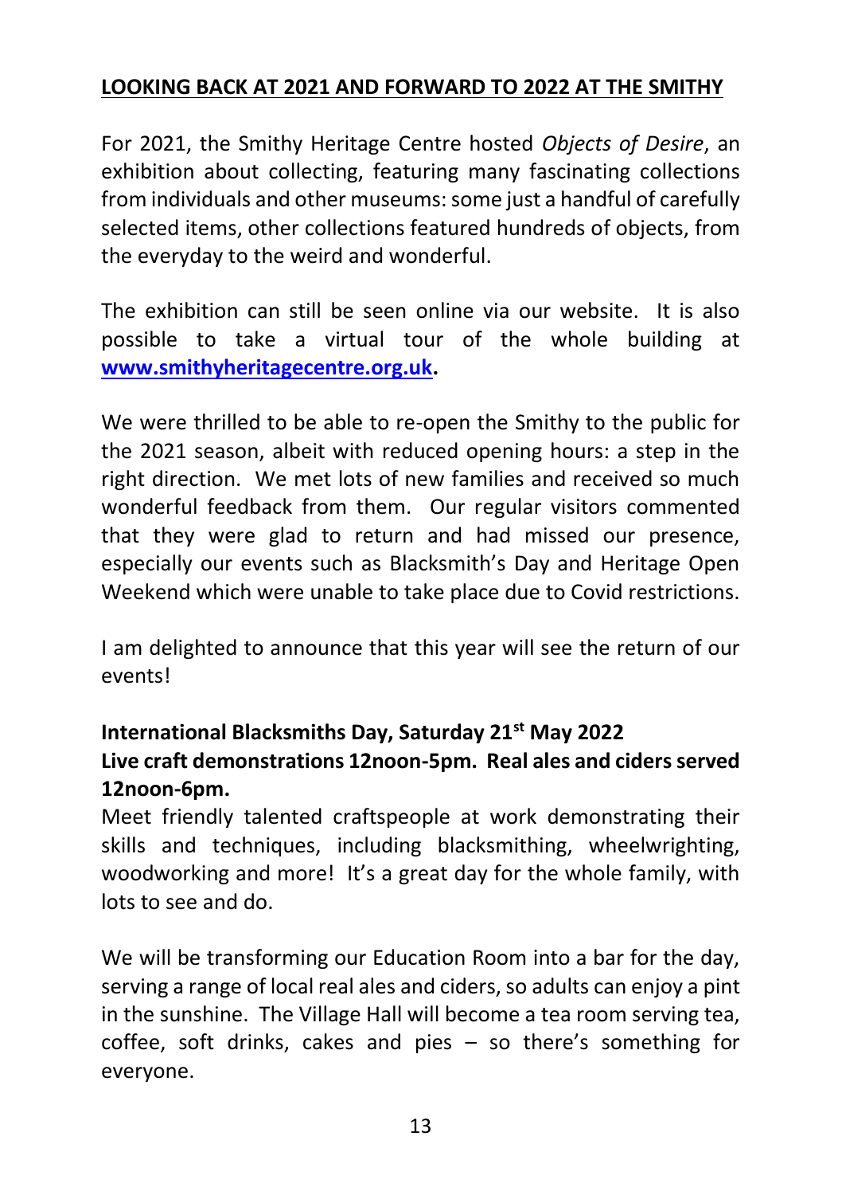## LOOKING BACK AT 2021 AND FORWARD TO 2022 AT THE SMITHY

For 2021, the Smithy Heritage Centre hosted *Objects of Desire*, an exhibition about collecting, featuring many fascinating collections from individuals and other museums: some just a handful of carefully selected items, other collections featured hundreds of objects, from the everyday to the weird and wonderful.

The exhibition can still be seen online via our website. It is also possible to take a virtual tour of the whole building at **[www.smithyheritagecentre.org.uk](http://www.smithyheritagecentre.org.uk).**

We were thrilled to be able to re-open the Smithy to the public for the 2021 season, albeit with reduced opening hours: a step in the right direction. We met lots of new families and received so much wonderful feedback from them. Our regular visitors commented that they were glad to return and had missed our presence, especially our events such as Blacksmith's Day and Heritage Open Weekend which were unable to take place due to Covid restrictions.

I am delighted to announce that this year will see the return of our events!

**International Blacksmiths Day, Saturday 21st May 2022**
**Live craft demonstrations 12noon-5pm. Real ales and ciders served 12noon-6pm.**

Meet friendly talented craftspeople at work demonstrating their skills and techniques, including blacksmithing, wheelwrighting, woodworking and more! It's a great day for the whole family, with lots to see and do.

We will be transforming our Education Room into a bar for the day, serving a range of local real ales and ciders, so adults can enjoy a pint in the sunshine. The Village Hall will become a tea room serving tea, coffee, soft drinks, cakes and pies – so there's something for everyone.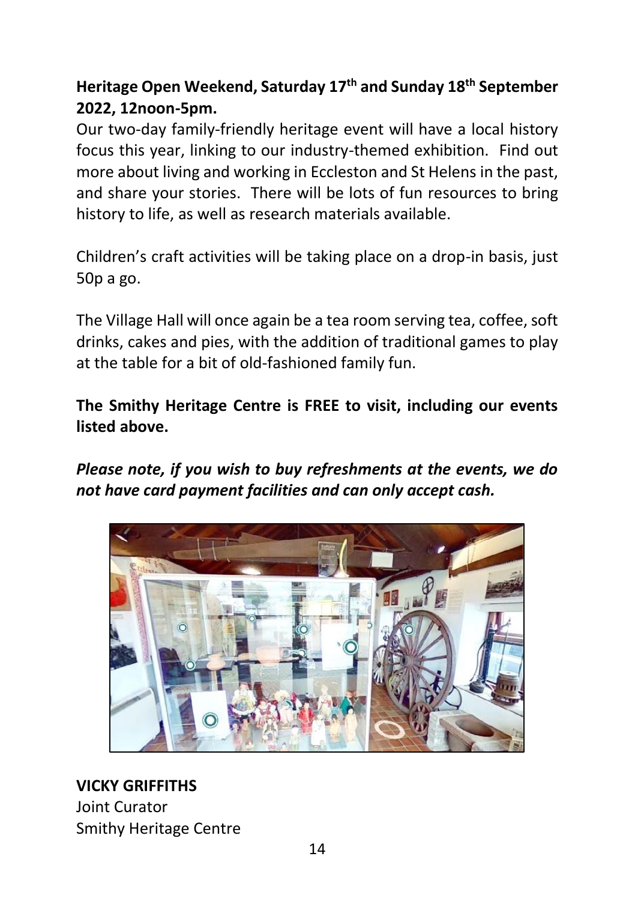**Heritage Open Weekend, Saturday 17th and Sunday 18th September 2022, 12noon-5pm.**

Our two-day family-friendly heritage event will have a local history focus this year, linking to our industry-themed exhibition. Find out more about living and working in Eccleston and St Helens in the past, and share your stories. There will be lots of fun resources to bring history to life, as well as research materials available.

Children's craft activities will be taking place on a drop-in basis, just 50p a go.

The Village Hall will once again be a tea room serving tea, coffee, soft drinks, cakes and pies, with the addition of traditional games to play at the table for a bit of old-fashioned family fun.

**The Smithy Heritage Centre is FREE to visit, including our events listed above.**

***Please note, if you wish to buy refreshments at the events, we do not have card payment facilities and can only accept cash.***

**VICKY GRIFFITHS**
Joint Curator
Smithy Heritage Centre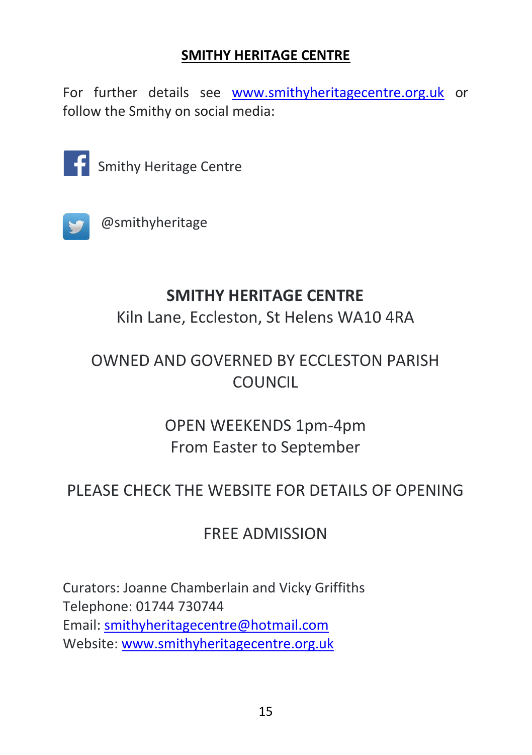## SMITHY HERITAGE CENTRE

For further details see www.smithyheritagecentre.org.uk or follow the Smithy on social media:

Smithy Heritage Centre

@smithyheritage

**SMITHY HERITAGE CENTRE**
Kiln Lane, Eccleston, St Helens WA10 4RA

OWNED AND GOVERNED BY ECCLESTON PARISH COUNCIL

OPEN WEEKENDS 1pm-4pm
From Easter to September

PLEASE CHECK THE WEBSITE FOR DETAILS OF OPENING

FREE ADMISSION

Curators: Joanne Chamberlain and Vicky Griffiths
Telephone: 01744 730744
Email: smithyheritagecentre@hotmail.com
Website: www.smithyheritagecentre.org.uk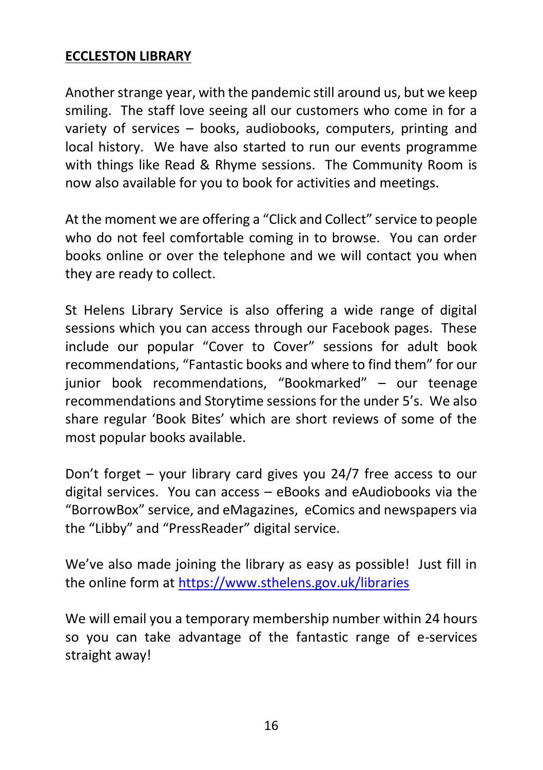## **ECCLESTON LIBRARY**

Another strange year, with the pandemic still around us, but we keep smiling. The staff love seeing all our customers who come in for a variety of services – books, audiobooks, computers, printing and local history. We have also started to run our events programme with things like Read & Rhyme sessions. The Community Room is now also available for you to book for activities and meetings.

At the moment we are offering a "Click and Collect" service to people who do not feel comfortable coming in to browse. You can order books online or over the telephone and we will contact you when they are ready to collect.

St Helens Library Service is also offering a wide range of digital sessions which you can access through our Facebook pages. These include our popular "Cover to Cover" sessions for adult book recommendations, "Fantastic books and where to find them" for our junior book recommendations, "Bookmarked" – our teenage recommendations and Storytime sessions for the under 5's. We also share regular 'Book Bites' which are short reviews of some of the most popular books available.

Don't forget – your library card gives you 24/7 free access to our digital services. You can access – eBooks and eAudiobooks via the "BorrowBox" service, and eMagazines, eComics and newspapers via the "Libby" and "PressReader" digital service.

We've also made joining the library as easy as possible! Just fill in the online form at https://www.sthelens.gov.uk/libraries

We will email you a temporary membership number within 24 hours so you can take advantage of the fantastic range of e-services straight away!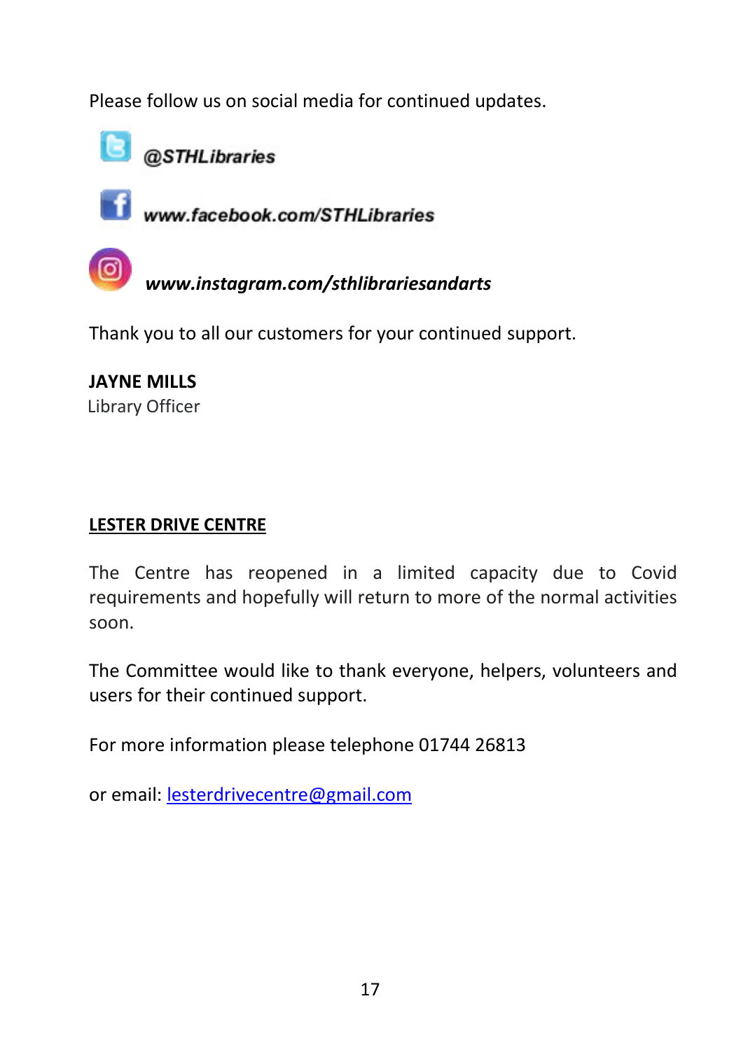Please follow us on social media for continued updates.

***@STHLibraries***

***www.facebook.com/STHLibraries***

***www.instagram.com/sthlibrariesandarts***

Thank you to all our customers for your continued support.

**JAYNE MILLS**
Library Officer

## LESTER DRIVE CENTRE

The Centre has reopened in a limited capacity due to Covid requirements and hopefully will return to more of the normal activities soon.

The Committee would like to thank everyone, helpers, volunteers and users for their continued support.

For more information please telephone 01744 26813

or email: lesterdrivecentre@gmail.com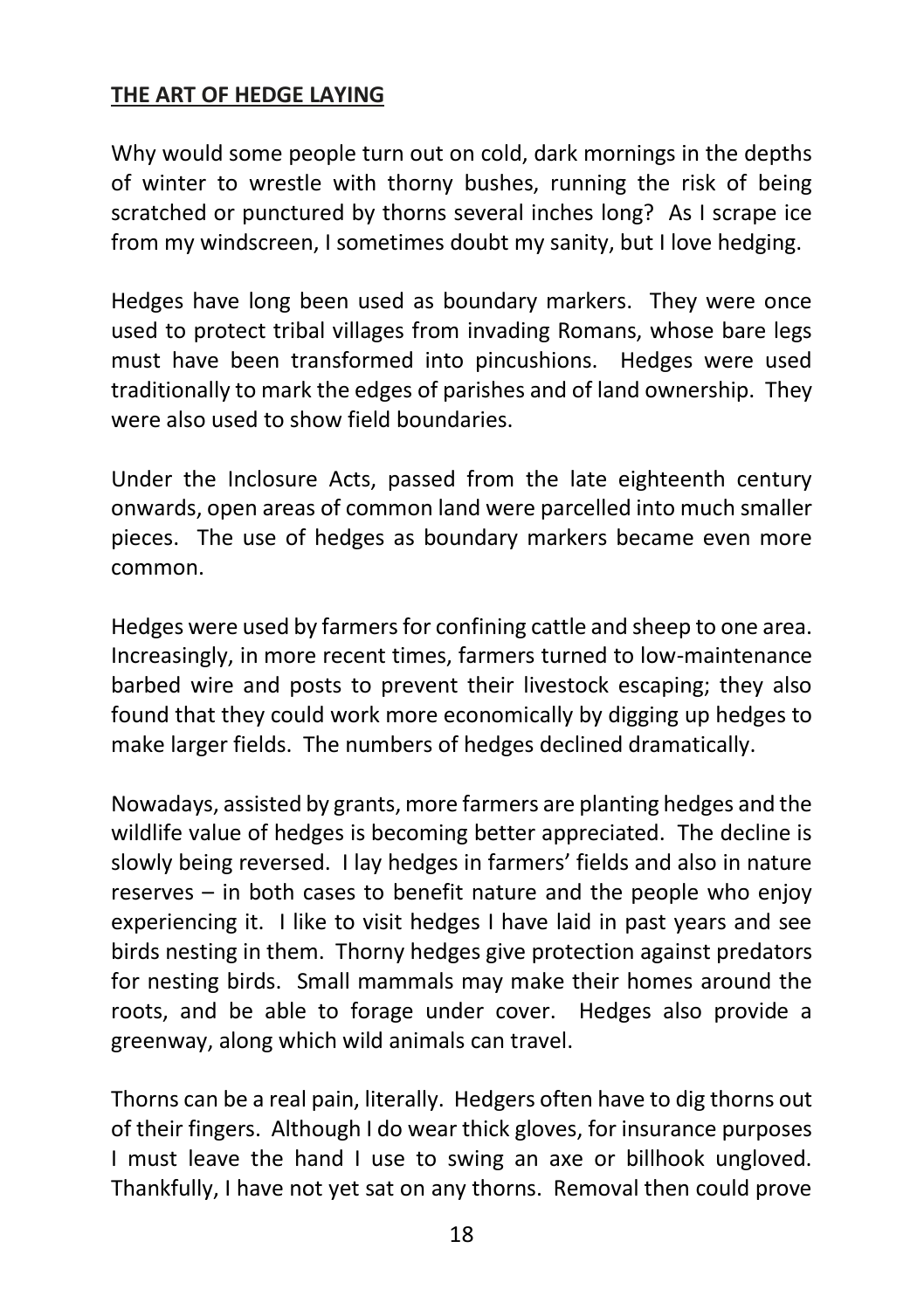## **THE ART OF HEDGE LAYING**

Why would some people turn out on cold, dark mornings in the depths of winter to wrestle with thorny bushes, running the risk of being scratched or punctured by thorns several inches long? As I scrape ice from my windscreen, I sometimes doubt my sanity, but I love hedging.

Hedges have long been used as boundary markers. They were once used to protect tribal villages from invading Romans, whose bare legs must have been transformed into pincushions. Hedges were used traditionally to mark the edges of parishes and of land ownership. They were also used to show field boundaries.

Under the Inclosure Acts, passed from the late eighteenth century onwards, open areas of common land were parcelled into much smaller pieces. The use of hedges as boundary markers became even more common.

Hedges were used by farmers for confining cattle and sheep to one area. Increasingly, in more recent times, farmers turned to low-maintenance barbed wire and posts to prevent their livestock escaping; they also found that they could work more economically by digging up hedges to make larger fields. The numbers of hedges declined dramatically.

Nowadays, assisted by grants, more farmers are planting hedges and the wildlife value of hedges is becoming better appreciated. The decline is slowly being reversed. I lay hedges in farmers' fields and also in nature reserves – in both cases to benefit nature and the people who enjoy experiencing it. I like to visit hedges I have laid in past years and see birds nesting in them. Thorny hedges give protection against predators for nesting birds. Small mammals may make their homes around the roots, and be able to forage under cover. Hedges also provide a greenway, along which wild animals can travel.

Thorns can be a real pain, literally. Hedgers often have to dig thorns out of their fingers. Although I do wear thick gloves, for insurance purposes I must leave the hand I use to swing an axe or billhook ungloved. Thankfully, I have not yet sat on any thorns. Removal then could prove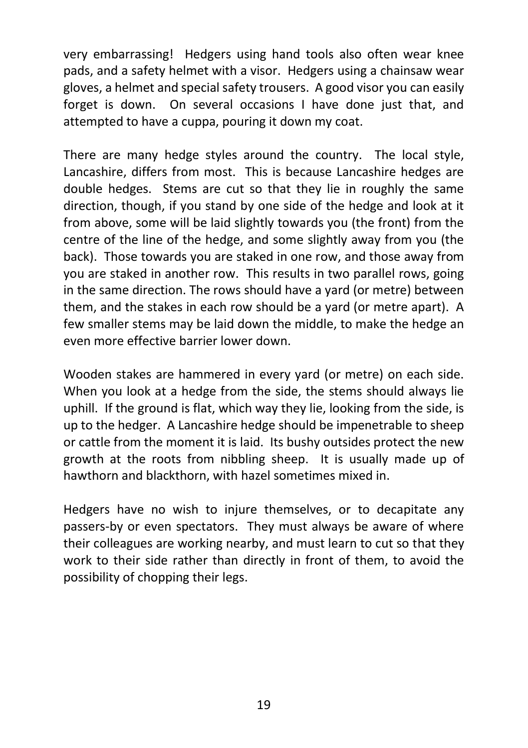very embarrassing! Hedgers using hand tools also often wear knee pads, and a safety helmet with a visor. Hedgers using a chainsaw wear gloves, a helmet and special safety trousers. A good visor you can easily forget is down. On several occasions I have done just that, and attempted to have a cuppa, pouring it down my coat.

There are many hedge styles around the country. The local style, Lancashire, differs from most. This is because Lancashire hedges are double hedges. Stems are cut so that they lie in roughly the same direction, though, if you stand by one side of the hedge and look at it from above, some will be laid slightly towards you (the front) from the centre of the line of the hedge, and some slightly away from you (the back). Those towards you are staked in one row, and those away from you are staked in another row. This results in two parallel rows, going in the same direction. The rows should have a yard (or metre) between them, and the stakes in each row should be a yard (or metre apart). A few smaller stems may be laid down the middle, to make the hedge an even more effective barrier lower down.

Wooden stakes are hammered in every yard (or metre) on each side. When you look at a hedge from the side, the stems should always lie uphill. If the ground is flat, which way they lie, looking from the side, is up to the hedger. A Lancashire hedge should be impenetrable to sheep or cattle from the moment it is laid. Its bushy outsides protect the new growth at the roots from nibbling sheep. It is usually made up of hawthorn and blackthorn, with hazel sometimes mixed in.

Hedgers have no wish to injure themselves, or to decapitate any passers-by or even spectators. They must always be aware of where their colleagues are working nearby, and must learn to cut so that they work to their side rather than directly in front of them, to avoid the possibility of chopping their legs.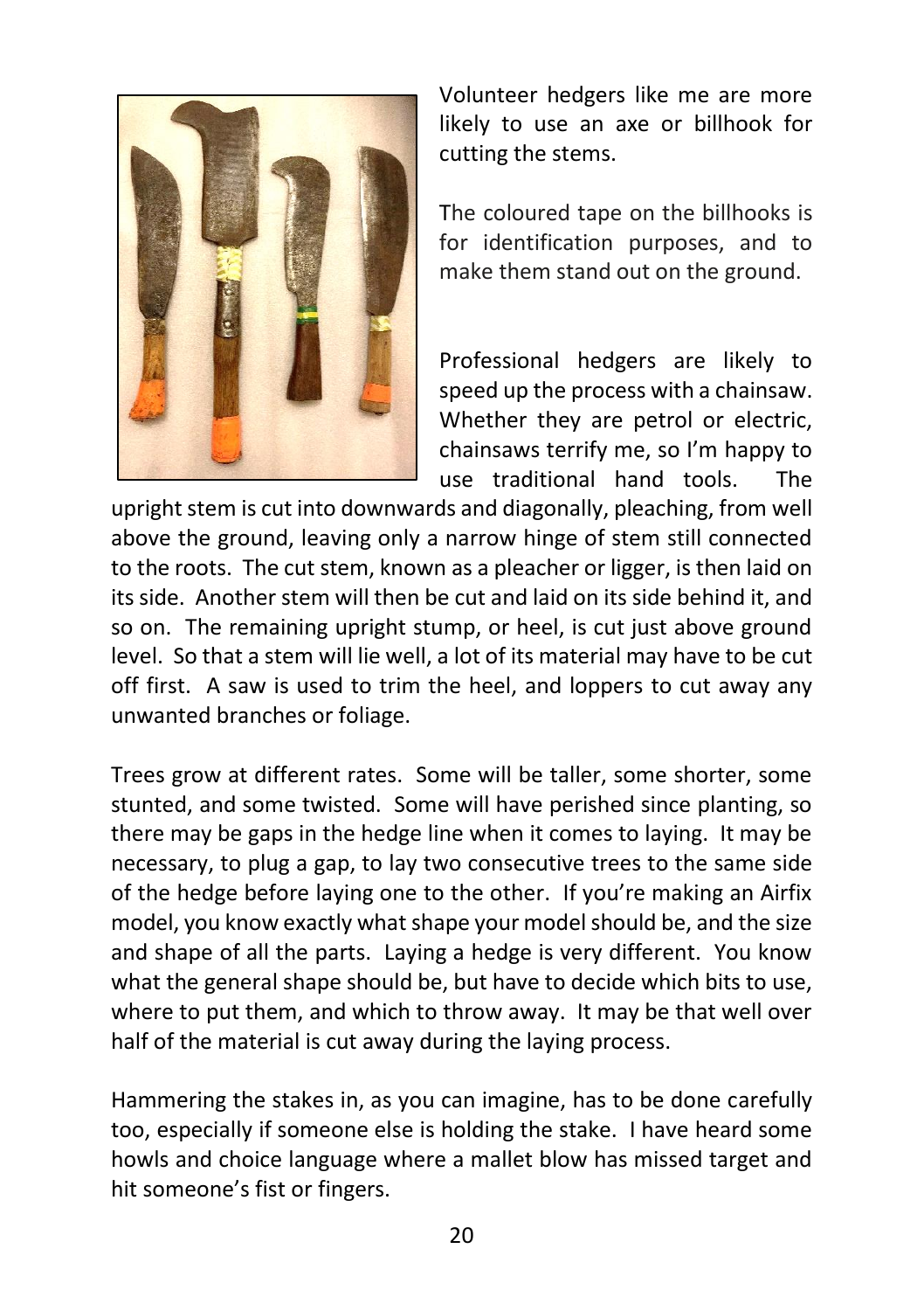Volunteer hedgers like me are more likely to use an axe or billhook for cutting the stems.

The coloured tape on the billhooks is for identification purposes, and to make them stand out on the ground.

Professional hedgers are likely to speed up the process with a chainsaw. Whether they are petrol or electric, chainsaws terrify me, so I'm happy to use traditional hand tools. The upright stem is cut into downwards and diagonally, pleaching, from well above the ground, leaving only a narrow hinge of stem still connected to the roots. The cut stem, known as a pleacher or ligger, is then laid on its side. Another stem will then be cut and laid on its side behind it, and so on. The remaining upright stump, or heel, is cut just above ground level. So that a stem will lie well, a lot of its material may have to be cut off first. A saw is used to trim the heel, and loppers to cut away any unwanted branches or foliage.

Trees grow at different rates. Some will be taller, some shorter, some stunted, and some twisted. Some will have perished since planting, so there may be gaps in the hedge line when it comes to laying. It may be necessary, to plug a gap, to lay two consecutive trees to the same side of the hedge before laying one to the other. If you're making an Airfix model, you know exactly what shape your model should be, and the size and shape of all the parts. Laying a hedge is very different. You know what the general shape should be, but have to decide which bits to use, where to put them, and which to throw away. It may be that well over half of the material is cut away during the laying process.

Hammering the stakes in, as you can imagine, has to be done carefully too, especially if someone else is holding the stake. I have heard some howls and choice language where a mallet blow has missed target and hit someone's fist or fingers.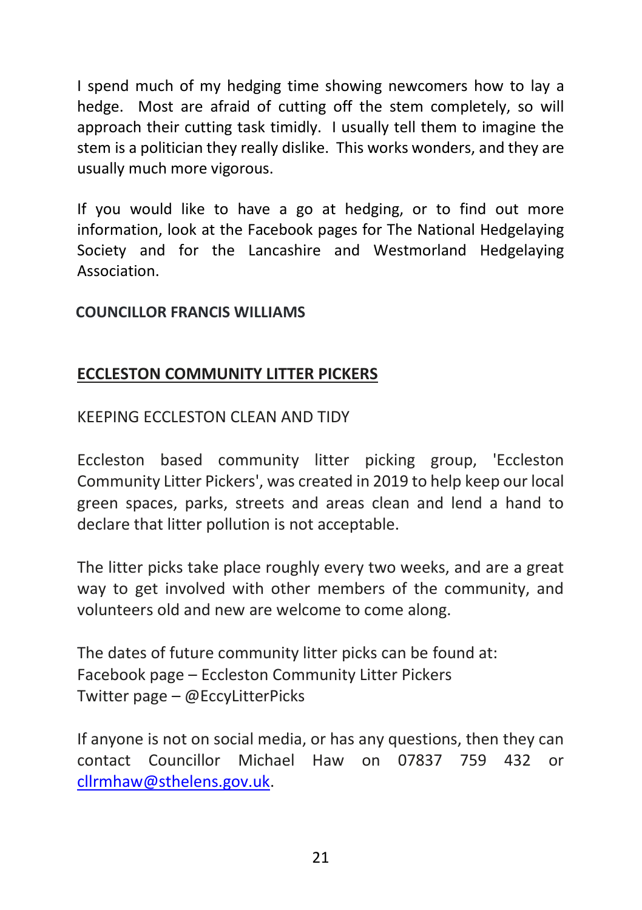I spend much of my hedging time showing newcomers how to lay a hedge. Most are afraid of cutting off the stem completely, so will approach their cutting task timidly. I usually tell them to imagine the stem is a politician they really dislike. This works wonders, and they are usually much more vigorous.

If you would like to have a go at hedging, or to find out more information, look at the Facebook pages for The National Hedgelaying Society and for the Lancashire and Westmorland Hedgelaying Association.

**COUNCILLOR FRANCIS WILLIAMS**

## ECCLESTON COMMUNITY LITTER PICKERS

KEEPING ECCLESTON CLEAN AND TIDY

Eccleston based community litter picking group, 'Eccleston Community Litter Pickers', was created in 2019 to help keep our local green spaces, parks, streets and areas clean and lend a hand to declare that litter pollution is not acceptable.

The litter picks take place roughly every two weeks, and are a great way to get involved with other members of the community, and volunteers old and new are welcome to come along.

The dates of future community litter picks can be found at:
Facebook page – Eccleston Community Litter Pickers
Twitter page – @EccyLitterPicks

If anyone is not on social media, or has any questions, then they can contact Councillor Michael Haw on 07837 759 432 or cllrmhaw@sthelens.gov.uk.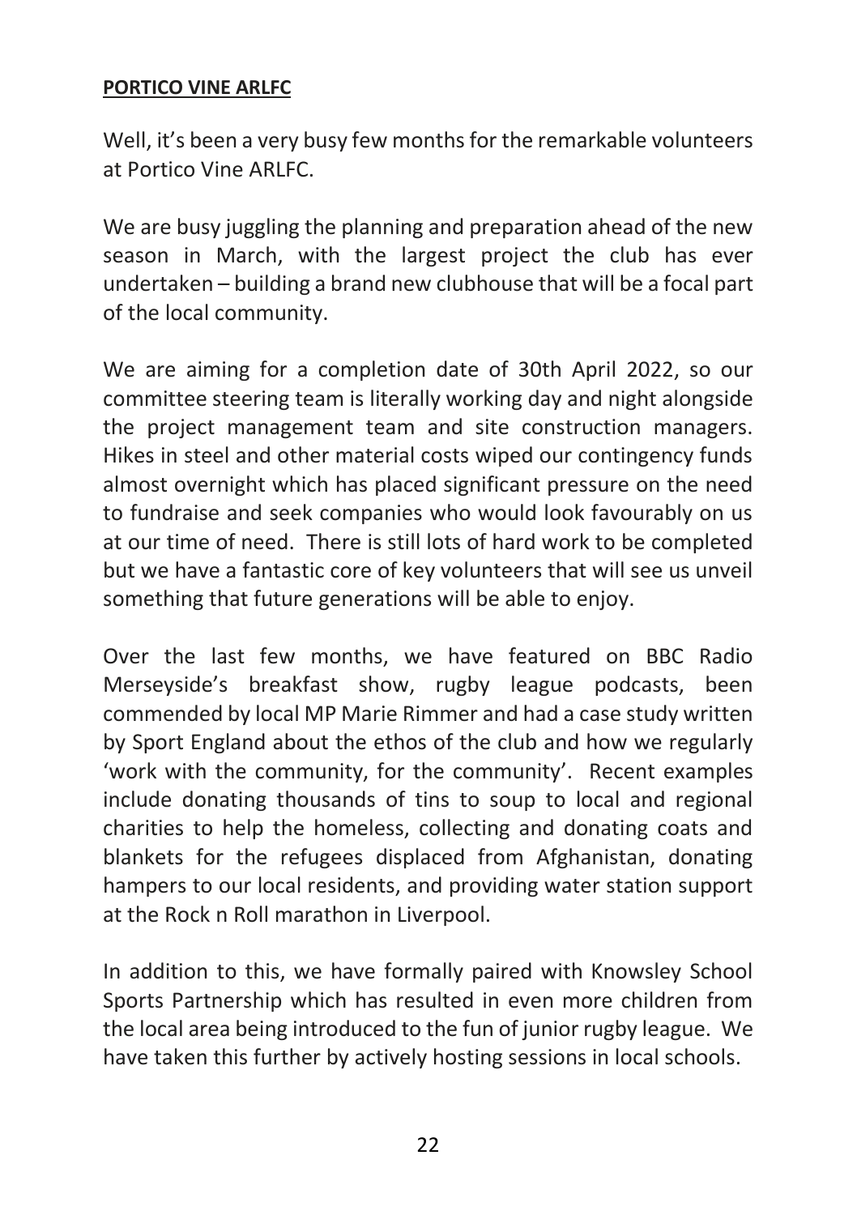**PORTICO VINE ARLFC**

Well, it's been a very busy few months for the remarkable volunteers at Portico Vine ARLFC.

We are busy juggling the planning and preparation ahead of the new season in March, with the largest project the club has ever undertaken – building a brand new clubhouse that will be a focal part of the local community.

We are aiming for a completion date of 30th April 2022, so our committee steering team is literally working day and night alongside the project management team and site construction managers. Hikes in steel and other material costs wiped our contingency funds almost overnight which has placed significant pressure on the need to fundraise and seek companies who would look favourably on us at our time of need. There is still lots of hard work to be completed but we have a fantastic core of key volunteers that will see us unveil something that future generations will be able to enjoy.

Over the last few months, we have featured on BBC Radio Merseyside's breakfast show, rugby league podcasts, been commended by local MP Marie Rimmer and had a case study written by Sport England about the ethos of the club and how we regularly 'work with the community, for the community'. Recent examples include donating thousands of tins to soup to local and regional charities to help the homeless, collecting and donating coats and blankets for the refugees displaced from Afghanistan, donating hampers to our local residents, and providing water station support at the Rock n Roll marathon in Liverpool.

In addition to this, we have formally paired with Knowsley School Sports Partnership which has resulted in even more children from the local area being introduced to the fun of junior rugby league. We have taken this further by actively hosting sessions in local schools.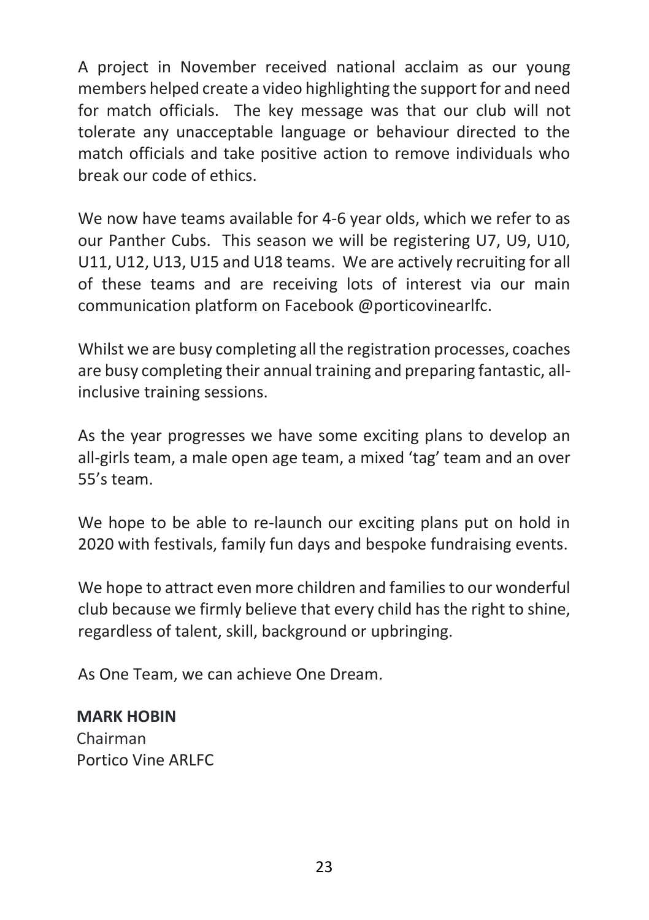A project in November received national acclaim as our young members helped create a video highlighting the support for and need for match officials. The key message was that our club will not tolerate any unacceptable language or behaviour directed to the match officials and take positive action to remove individuals who break our code of ethics.

We now have teams available for 4-6 year olds, which we refer to as our Panther Cubs. This season we will be registering U7, U9, U10, U11, U12, U13, U15 and U18 teams. We are actively recruiting for all of these teams and are receiving lots of interest via our main communication platform on Facebook @porticovinearlfc.

Whilst we are busy completing all the registration processes, coaches are busy completing their annual training and preparing fantastic, all-inclusive training sessions.

As the year progresses we have some exciting plans to develop an all-girls team, a male open age team, a mixed 'tag' team and an over 55's team.

We hope to be able to re-launch our exciting plans put on hold in 2020 with festivals, family fun days and bespoke fundraising events.

We hope to attract even more children and families to our wonderful club because we firmly believe that every child has the right to shine, regardless of talent, skill, background or upbringing.

As One Team, we can achieve One Dream.

**MARK HOBIN**
Chairman
Portico Vine ARLFC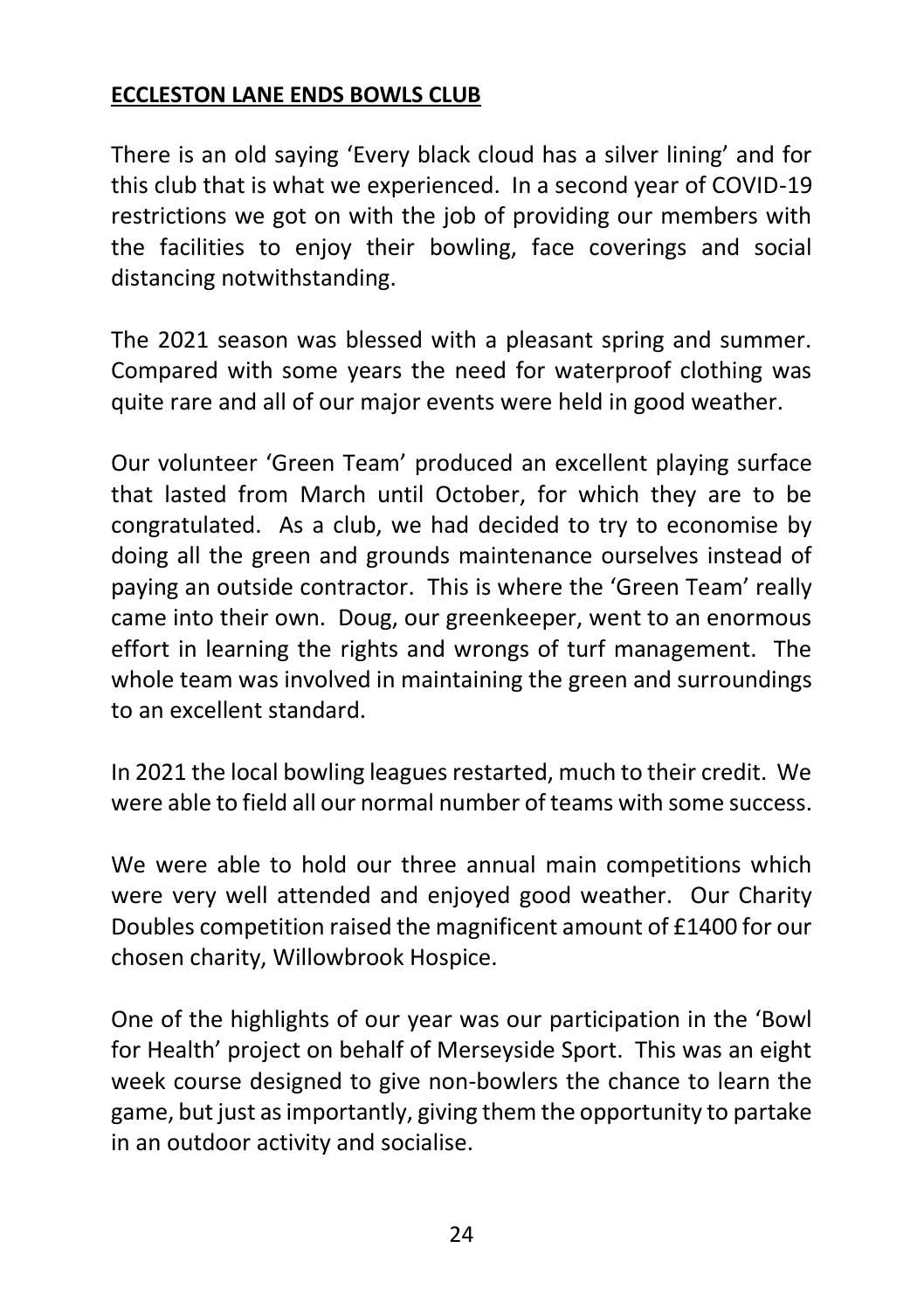## **ECCLESTON LANE ENDS BOWLS CLUB**

There is an old saying 'Every black cloud has a silver lining' and for this club that is what we experienced. In a second year of COVID-19 restrictions we got on with the job of providing our members with the facilities to enjoy their bowling, face coverings and social distancing notwithstanding.

The 2021 season was blessed with a pleasant spring and summer. Compared with some years the need for waterproof clothing was quite rare and all of our major events were held in good weather.

Our volunteer 'Green Team' produced an excellent playing surface that lasted from March until October, for which they are to be congratulated. As a club, we had decided to try to economise by doing all the green and grounds maintenance ourselves instead of paying an outside contractor. This is where the 'Green Team' really came into their own. Doug, our greenkeeper, went to an enormous effort in learning the rights and wrongs of turf management. The whole team was involved in maintaining the green and surroundings to an excellent standard.

In 2021 the local bowling leagues restarted, much to their credit. We were able to field all our normal number of teams with some success.

We were able to hold our three annual main competitions which were very well attended and enjoyed good weather. Our Charity Doubles competition raised the magnificent amount of £1400 for our chosen charity, Willowbrook Hospice.

One of the highlights of our year was our participation in the 'Bowl for Health' project on behalf of Merseyside Sport. This was an eight week course designed to give non-bowlers the chance to learn the game, but just as importantly, giving them the opportunity to partake in an outdoor activity and socialise.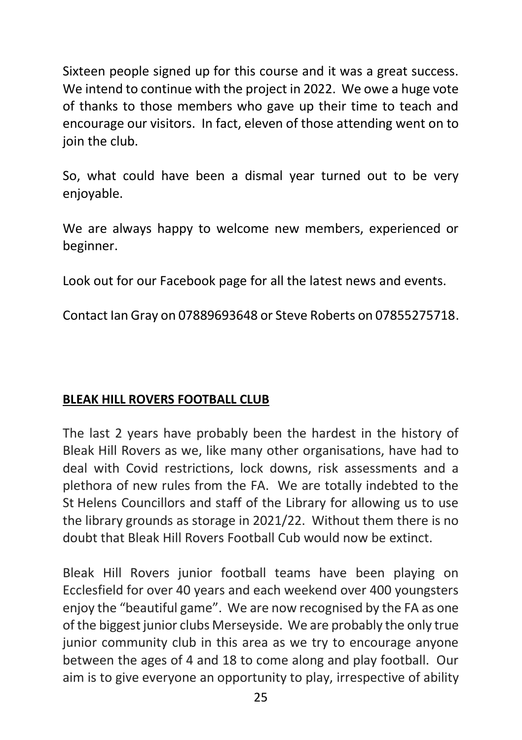Sixteen people signed up for this course and it was a great success. We intend to continue with the project in 2022. We owe a huge vote of thanks to those members who gave up their time to teach and encourage our visitors. In fact, eleven of those attending went on to join the club.

So, what could have been a dismal year turned out to be very enjoyable.

We are always happy to welcome new members, experienced or beginner.

Look out for our Facebook page for all the latest news and events.

Contact Ian Gray on 07889693648 or Steve Roberts on 07855275718.

## BLEAK HILL ROVERS FOOTBALL CLUB

The last 2 years have probably been the hardest in the history of Bleak Hill Rovers as we, like many other organisations, have had to deal with Covid restrictions, lock downs, risk assessments and a plethora of new rules from the FA. We are totally indebted to the St Helens Councillors and staff of the Library for allowing us to use the library grounds as storage in 2021/22. Without them there is no doubt that Bleak Hill Rovers Football Cub would now be extinct.

Bleak Hill Rovers junior football teams have been playing on Ecclesfield for over 40 years and each weekend over 400 youngsters enjoy the "beautiful game". We are now recognised by the FA as one of the biggest junior clubs Merseyside. We are probably the only true junior community club in this area as we try to encourage anyone between the ages of 4 and 18 to come along and play football. Our aim is to give everyone an opportunity to play, irrespective of ability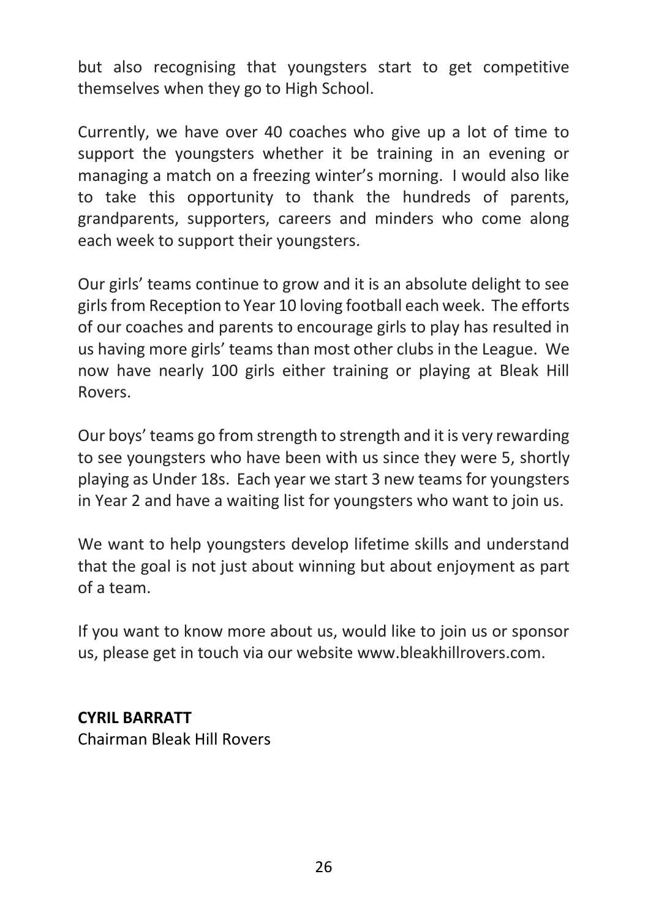but also recognising that youngsters start to get competitive themselves when they go to High School.

Currently, we have over 40 coaches who give up a lot of time to support the youngsters whether it be training in an evening or managing a match on a freezing winter's morning. I would also like to take this opportunity to thank the hundreds of parents, grandparents, supporters, careers and minders who come along each week to support their youngsters.

Our girls' teams continue to grow and it is an absolute delight to see girls from Reception to Year 10 loving football each week. The efforts of our coaches and parents to encourage girls to play has resulted in us having more girls' teams than most other clubs in the League. We now have nearly 100 girls either training or playing at Bleak Hill Rovers.

Our boys' teams go from strength to strength and it is very rewarding to see youngsters who have been with us since they were 5, shortly playing as Under 18s. Each year we start 3 new teams for youngsters in Year 2 and have a waiting list for youngsters who want to join us.

We want to help youngsters develop lifetime skills and understand that the goal is not just about winning but about enjoyment as part of a team.

If you want to know more about us, would like to join us or sponsor us, please get in touch via our website www.bleakhillrovers.com.

**CYRIL BARRATT**
Chairman Bleak Hill Rovers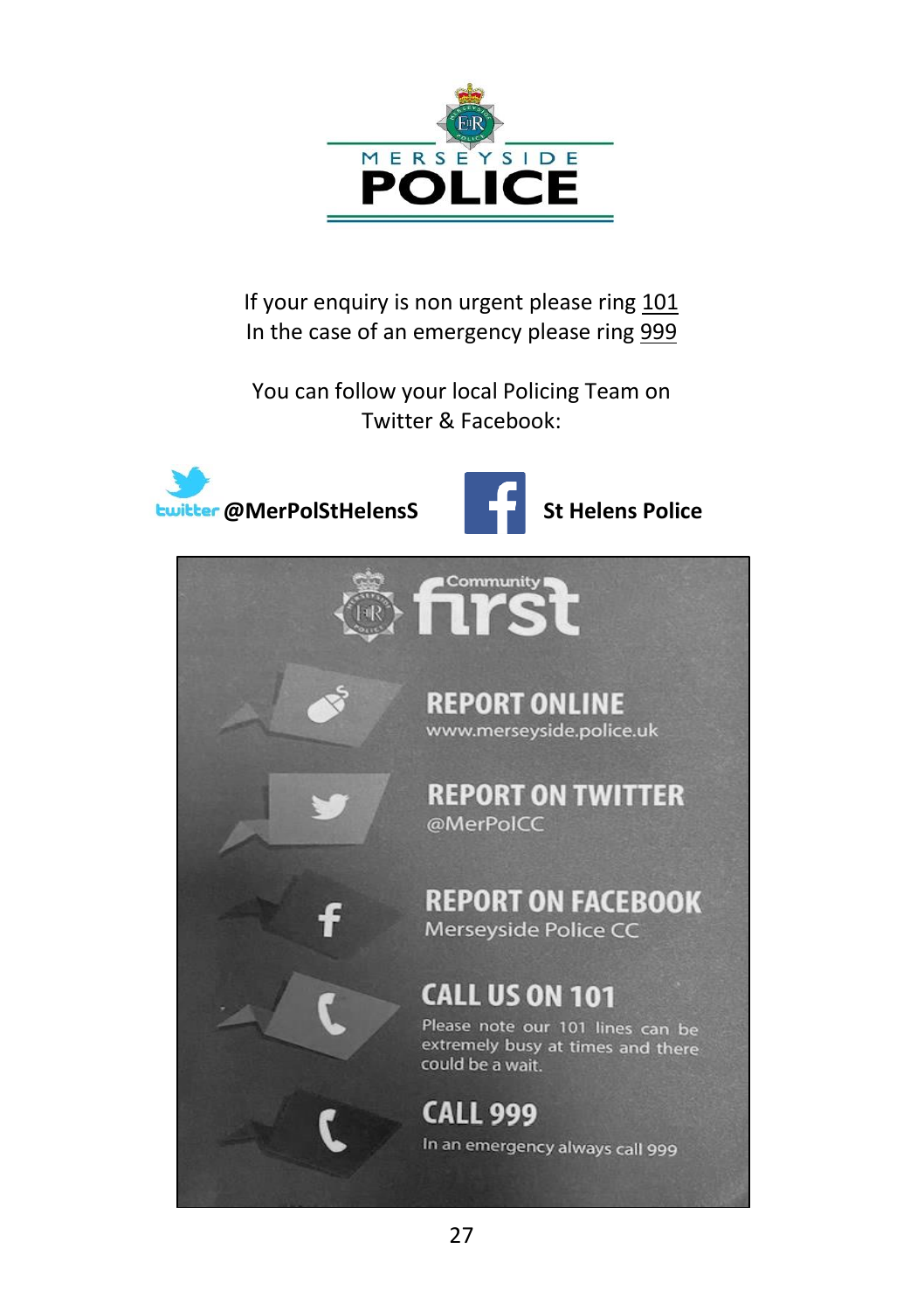MERSEYSIDE

# POLICE

If your enquiry is non urgent please ring 101
In the case of an emergency please ring 999

You can follow your local Policing Team on Twitter & Facebook:

twitter **@MerPolStHelensS**

**St Helens Police**

Community **first**

**REPORT ONLINE**
www.merseyside.police.uk

**REPORT ON TWITTER**
@MerPolCC

**REPORT ON FACEBOOK**
Merseyside Police CC

**CALL US ON 101**
Please note our 101 lines can be extremely busy at times and there could be a wait.

**CALL 999**
In an emergency always call 999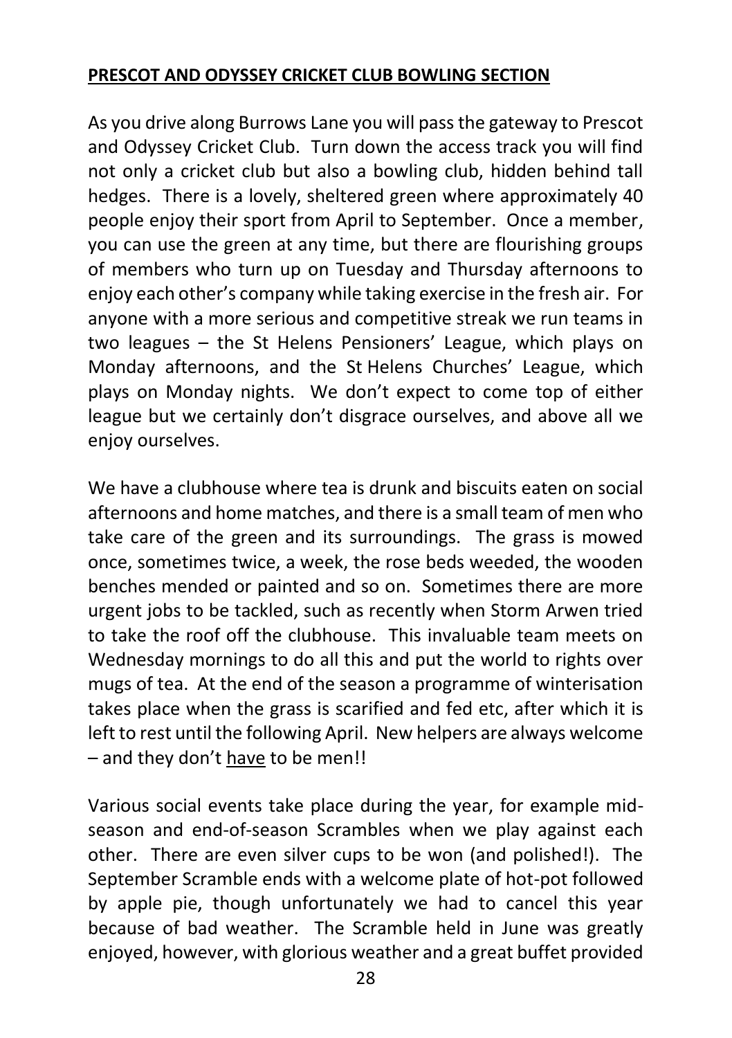## **PRESCOT AND ODYSSEY CRICKET CLUB BOWLING SECTION**

As you drive along Burrows Lane you will pass the gateway to Prescot and Odyssey Cricket Club. Turn down the access track you will find not only a cricket club but also a bowling club, hidden behind tall hedges. There is a lovely, sheltered green where approximately 40 people enjoy their sport from April to September. Once a member, you can use the green at any time, but there are flourishing groups of members who turn up on Tuesday and Thursday afternoons to enjoy each other's company while taking exercise in the fresh air. For anyone with a more serious and competitive streak we run teams in two leagues – the St Helens Pensioners' League, which plays on Monday afternoons, and the St Helens Churches' League, which plays on Monday nights. We don't expect to come top of either league but we certainly don't disgrace ourselves, and above all we enjoy ourselves.

We have a clubhouse where tea is drunk and biscuits eaten on social afternoons and home matches, and there is a small team of men who take care of the green and its surroundings. The grass is mowed once, sometimes twice, a week, the rose beds weeded, the wooden benches mended or painted and so on. Sometimes there are more urgent jobs to be tackled, such as recently when Storm Arwen tried to take the roof off the clubhouse. This invaluable team meets on Wednesday mornings to do all this and put the world to rights over mugs of tea. At the end of the season a programme of winterisation takes place when the grass is scarified and fed etc, after which it is left to rest until the following April. New helpers are always welcome – and they don't <u>have</u> to be men!!

Various social events take place during the year, for example mid-season and end-of-season Scrambles when we play against each other. There are even silver cups to be won (and polished!). The September Scramble ends with a welcome plate of hot-pot followed by apple pie, though unfortunately we had to cancel this year because of bad weather. The Scramble held in June was greatly enjoyed, however, with glorious weather and a great buffet provided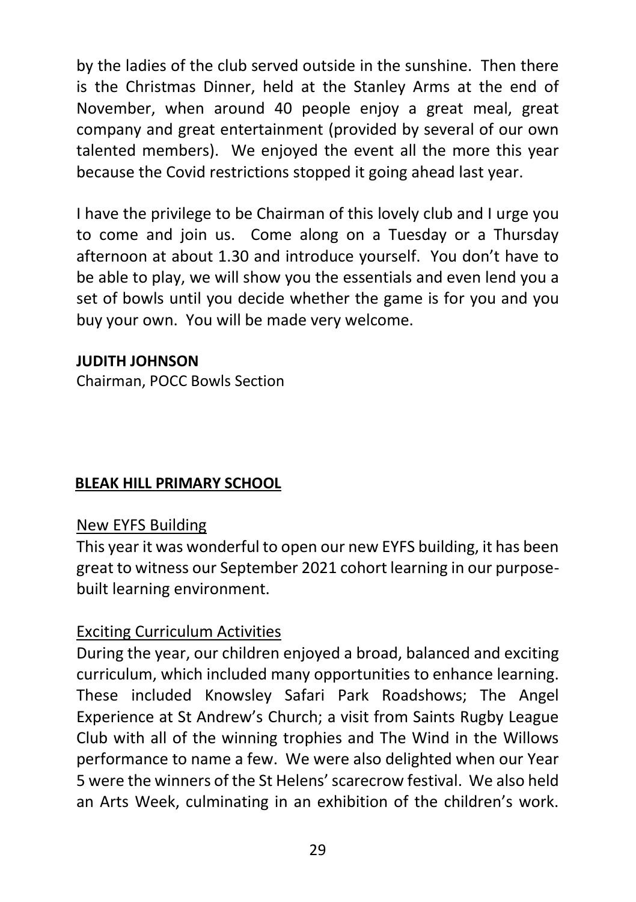by the ladies of the club served outside in the sunshine. Then there is the Christmas Dinner, held at the Stanley Arms at the end of November, when around 40 people enjoy a great meal, great company and great entertainment (provided by several of our own talented members). We enjoyed the event all the more this year because the Covid restrictions stopped it going ahead last year.

I have the privilege to be Chairman of this lovely club and I urge you to come and join us. Come along on a Tuesday or a Thursday afternoon at about 1.30 and introduce yourself. You don't have to be able to play, we will show you the essentials and even lend you a set of bowls until you decide whether the game is for you and you buy your own. You will be made very welcome.

**JUDITH JOHNSON**
Chairman, POCC Bowls Section

## BLEAK HILL PRIMARY SCHOOL

### New EYFS Building

This year it was wonderful to open our new EYFS building, it has been great to witness our September 2021 cohort learning in our purpose-built learning environment.

### Exciting Curriculum Activities

During the year, our children enjoyed a broad, balanced and exciting curriculum, which included many opportunities to enhance learning. These included Knowsley Safari Park Roadshows; The Angel Experience at St Andrew's Church; a visit from Saints Rugby League Club with all of the winning trophies and The Wind in the Willows performance to name a few. We were also delighted when our Year 5 were the winners of the St Helens' scarecrow festival. We also held an Arts Week, culminating in an exhibition of the children's work.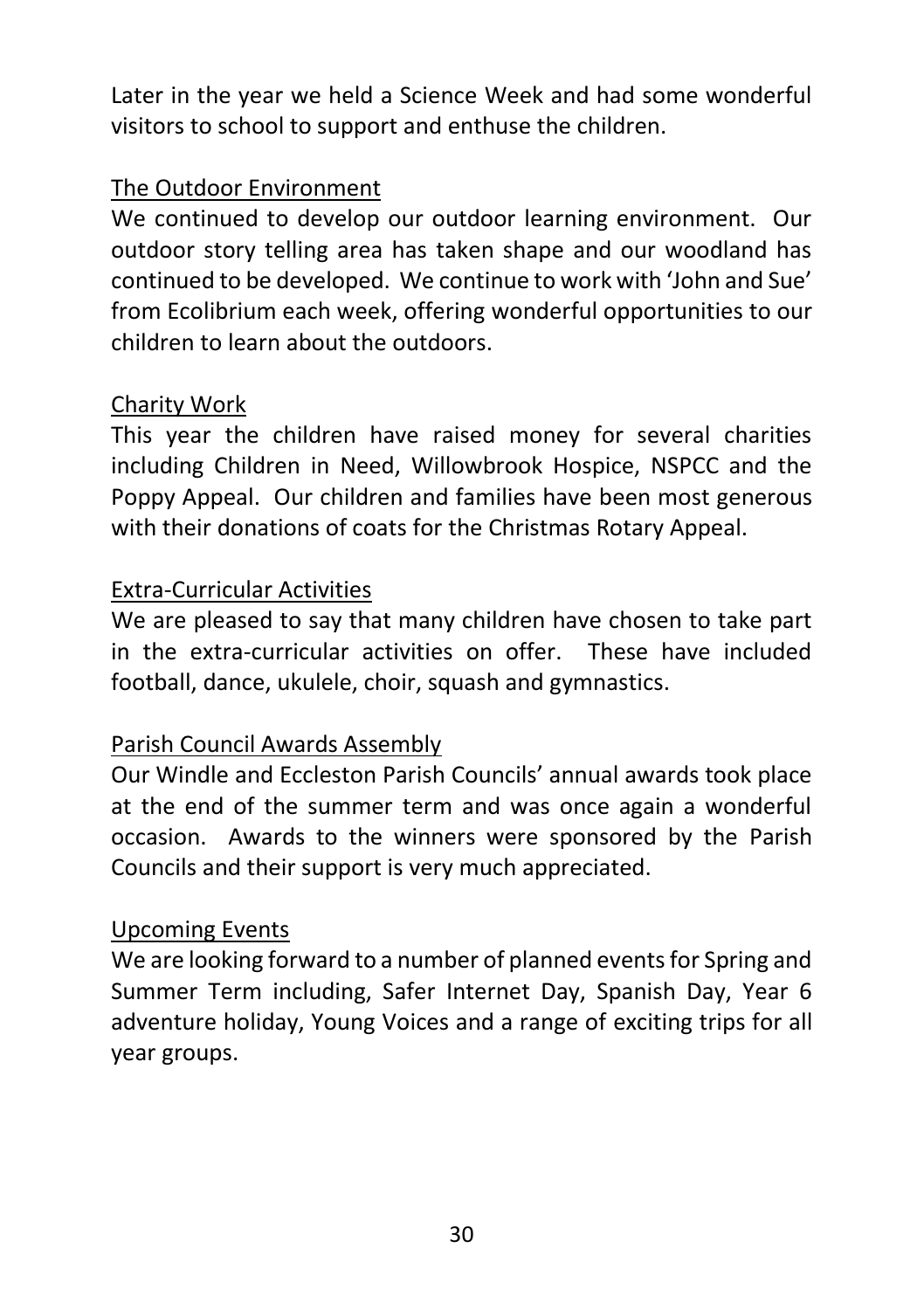Later in the year we held a Science Week and had some wonderful visitors to school to support and enthuse the children.

### The Outdoor Environment

We continued to develop our outdoor learning environment. Our outdoor story telling area has taken shape and our woodland has continued to be developed. We continue to work with 'John and Sue' from Ecolibrium each week, offering wonderful opportunities to our children to learn about the outdoors.

### Charity Work

This year the children have raised money for several charities including Children in Need, Willowbrook Hospice, NSPCC and the Poppy Appeal. Our children and families have been most generous with their donations of coats for the Christmas Rotary Appeal.

### Extra-Curricular Activities

We are pleased to say that many children have chosen to take part in the extra-curricular activities on offer. These have included football, dance, ukulele, choir, squash and gymnastics.

### Parish Council Awards Assembly

Our Windle and Eccleston Parish Councils' annual awards took place at the end of the summer term and was once again a wonderful occasion. Awards to the winners were sponsored by the Parish Councils and their support is very much appreciated.

### Upcoming Events

We are looking forward to a number of planned events for Spring and Summer Term including, Safer Internet Day, Spanish Day, Year 6 adventure holiday, Young Voices and a range of exciting trips for all year groups.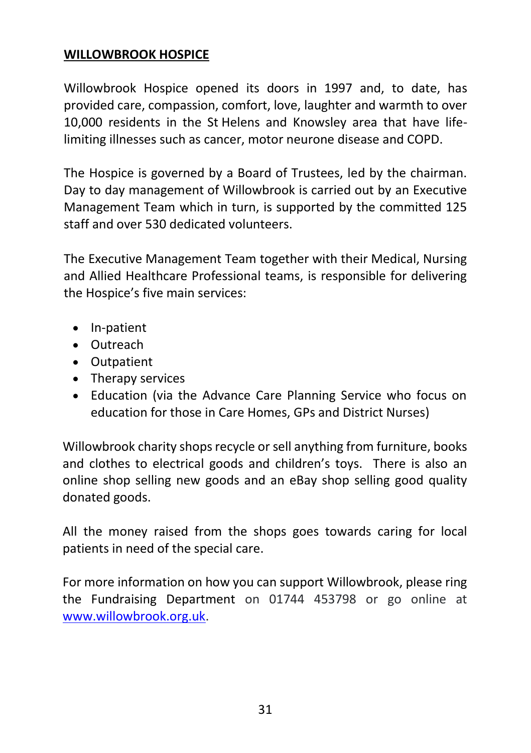## WILLOWBROOK HOSPICE

Willowbrook Hospice opened its doors in 1997 and, to date, has provided care, compassion, comfort, love, laughter and warmth to over 10,000 residents in the St Helens and Knowsley area that have life-limiting illnesses such as cancer, motor neurone disease and COPD.

The Hospice is governed by a Board of Trustees, led by the chairman. Day to day management of Willowbrook is carried out by an Executive Management Team which in turn, is supported by the committed 125 staff and over 530 dedicated volunteers.

The Executive Management Team together with their Medical, Nursing and Allied Healthcare Professional teams, is responsible for delivering the Hospice's five main services:

- In-patient
- Outreach
- Outpatient
- Therapy services
- Education (via the Advance Care Planning Service who focus on education for those in Care Homes, GPs and District Nurses)

Willowbrook charity shops recycle or sell anything from furniture, books and clothes to electrical goods and children's toys. There is also an online shop selling new goods and an eBay shop selling good quality donated goods.

All the money raised from the shops goes towards caring for local patients in need of the special care.

For more information on how you can support Willowbrook, please ring the Fundraising Department on 01744 453798 or go online at [www.willowbrook.org.uk](http://www.willowbrook.org.uk).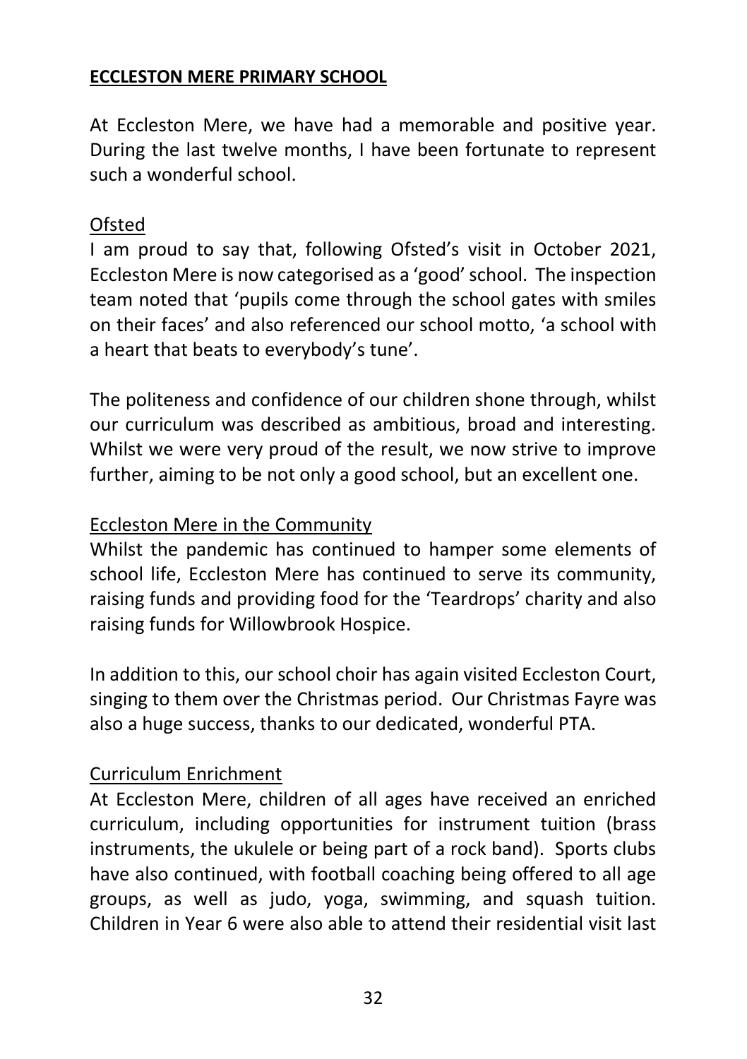## ECCLESTON MERE PRIMARY SCHOOL

At Eccleston Mere, we have had a memorable and positive year. During the last twelve months, I have been fortunate to represent such a wonderful school.

### Ofsted

I am proud to say that, following Ofsted's visit in October 2021, Eccleston Mere is now categorised as a 'good' school. The inspection team noted that 'pupils come through the school gates with smiles on their faces' and also referenced our school motto, 'a school with a heart that beats to everybody's tune'.

The politeness and confidence of our children shone through, whilst our curriculum was described as ambitious, broad and interesting. Whilst we were very proud of the result, we now strive to improve further, aiming to be not only a good school, but an excellent one.

### Eccleston Mere in the Community

Whilst the pandemic has continued to hamper some elements of school life, Eccleston Mere has continued to serve its community, raising funds and providing food for the 'Teardrops' charity and also raising funds for Willowbrook Hospice.

In addition to this, our school choir has again visited Eccleston Court, singing to them over the Christmas period. Our Christmas Fayre was also a huge success, thanks to our dedicated, wonderful PTA.

### Curriculum Enrichment

At Eccleston Mere, children of all ages have received an enriched curriculum, including opportunities for instrument tuition (brass instruments, the ukulele or being part of a rock band). Sports clubs have also continued, with football coaching being offered to all age groups, as well as judo, yoga, swimming, and squash tuition. Children in Year 6 were also able to attend their residential visit last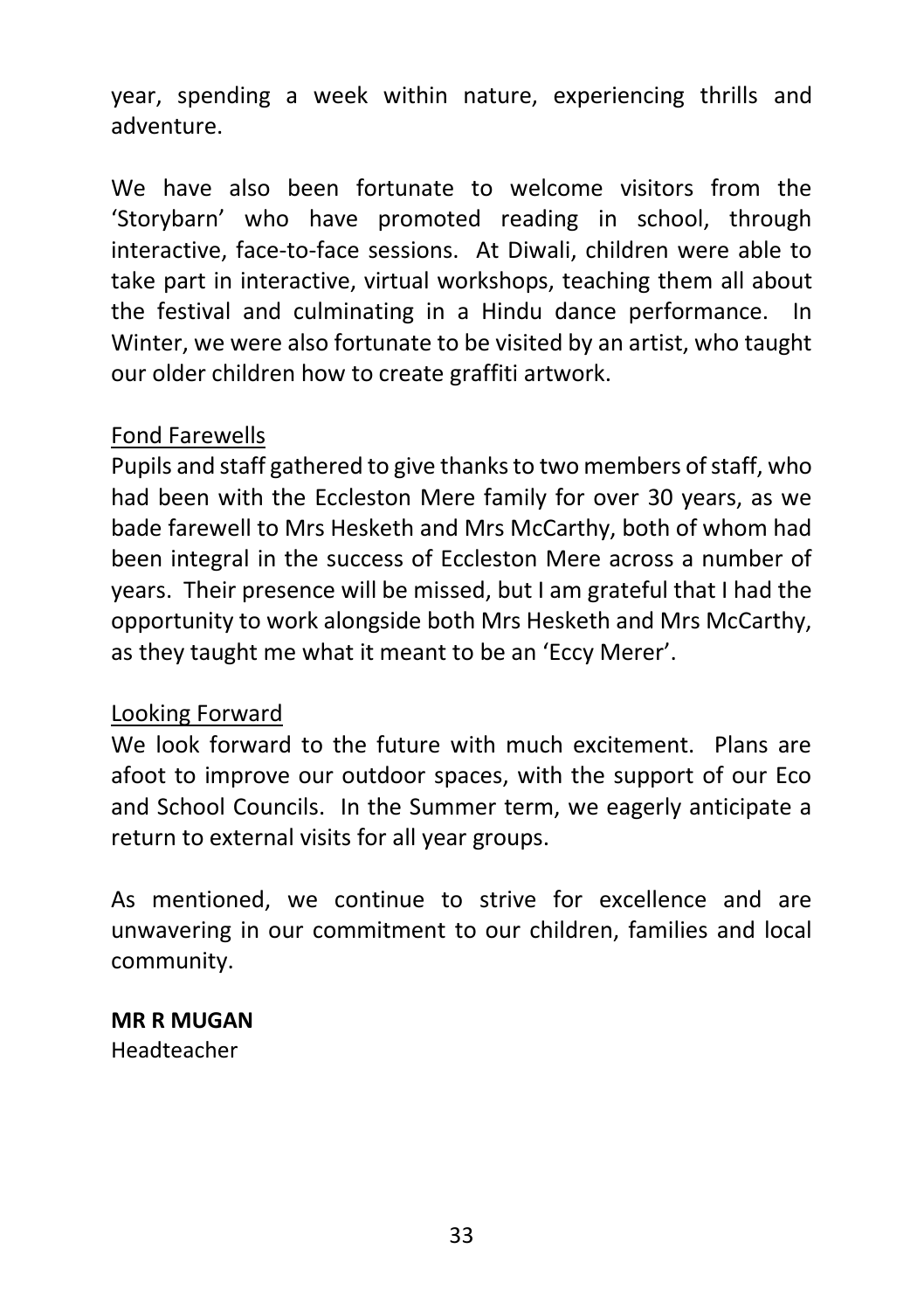year, spending a week within nature, experiencing thrills and adventure.

We have also been fortunate to welcome visitors from the 'Storybarn' who have promoted reading in school, through interactive, face-to-face sessions. At Diwali, children were able to take part in interactive, virtual workshops, teaching them all about the festival and culminating in a Hindu dance performance. In Winter, we were also fortunate to be visited by an artist, who taught our older children how to create graffiti artwork.

<u>Fond Farewells</u>

Pupils and staff gathered to give thanks to two members of staff, who had been with the Eccleston Mere family for over 30 years, as we bade farewell to Mrs Hesketh and Mrs McCarthy, both of whom had been integral in the success of Eccleston Mere across a number of years. Their presence will be missed, but I am grateful that I had the opportunity to work alongside both Mrs Hesketh and Mrs McCarthy, as they taught me what it meant to be an 'Eccy Merer'.

<u>Looking Forward</u>

We look forward to the future with much excitement. Plans are afoot to improve our outdoor spaces, with the support of our Eco and School Councils. In the Summer term, we eagerly anticipate a return to external visits for all year groups.

As mentioned, we continue to strive for excellence and are unwavering in our commitment to our children, families and local community.

**MR R MUGAN**
Headteacher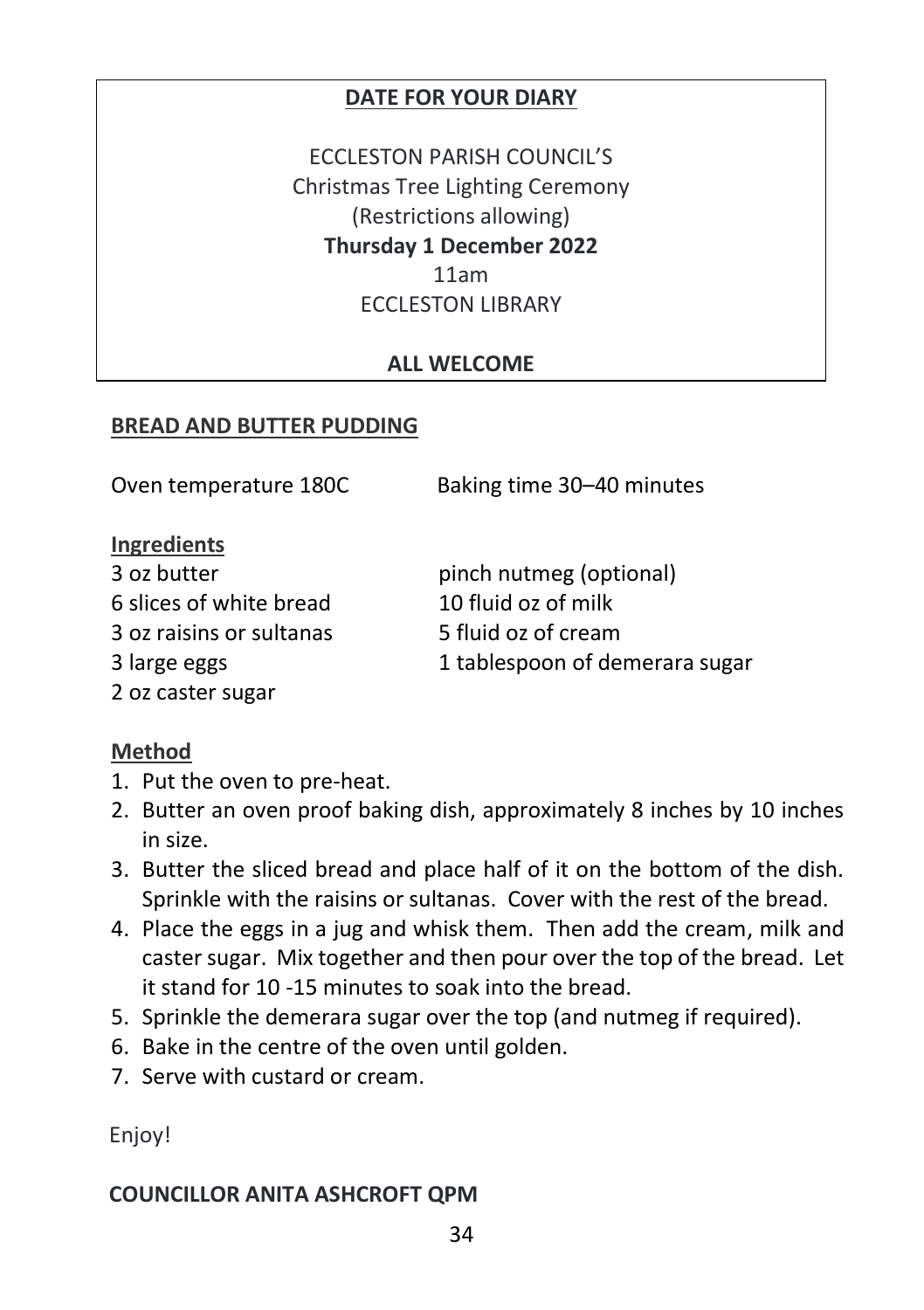**DATE FOR YOUR DIARY**

ECCLESTON PARISH COUNCIL'S
Christmas Tree Lighting Ceremony
(Restrictions allowing)
**Thursday 1 December 2022**
11am
ECCLESTON LIBRARY

**ALL WELCOME**

## BREAD AND BUTTER PUDDING

Oven temperature 180C Baking time 30–40 minutes

### Ingredients

- 3 oz butter
- 6 slices of white bread
- 3 oz raisins or sultanas
- 3 large eggs
- 2 oz caster sugar
- pinch nutmeg (optional)
- 10 fluid oz of milk
- 5 fluid oz of cream
- 1 tablespoon of demerara sugar

### Method

1. Put the oven to pre-heat.
2. Butter an oven proof baking dish, approximately 8 inches by 10 inches in size.
3. Butter the sliced bread and place half of it on the bottom of the dish. Sprinkle with the raisins or sultanas. Cover with the rest of the bread.
4. Place the eggs in a jug and whisk them. Then add the cream, milk and caster sugar. Mix together and then pour over the top of the bread. Let it stand for 10 -15 minutes to soak into the bread.
5. Sprinkle the demerara sugar over the top (and nutmeg if required).
6. Bake in the centre of the oven until golden.
7. Serve with custard or cream.

Enjoy!

**COUNCILLOR ANITA ASHCROFT QPM**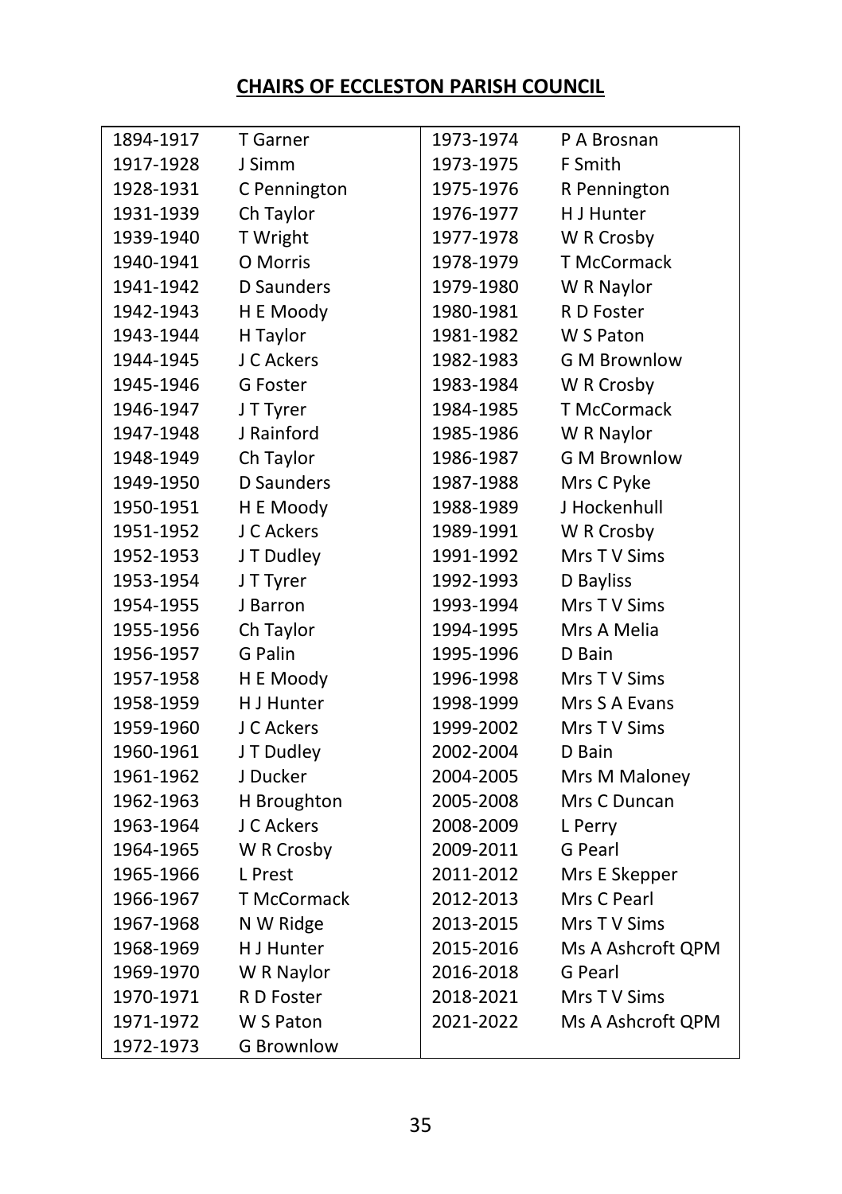## CHAIRS OF ECCLESTON PARISH COUNCIL

| | |
|---|---|
| 1894-1917 | T Garner |
| 1917-1928 | J Simm |
| 1928-1931 | C Pennington |
| 1931-1939 | Ch Taylor |
| 1939-1940 | T Wright |
| 1940-1941 | O Morris |
| 1941-1942 | D Saunders |
| 1942-1943 | H E Moody |
| 1943-1944 | H Taylor |
| 1944-1945 | J C Ackers |
| 1945-1946 | G Foster |
| 1946-1947 | J T Tyrer |
| 1947-1948 | J Rainford |
| 1948-1949 | Ch Taylor |
| 1949-1950 | D Saunders |
| 1950-1951 | H E Moody |
| 1951-1952 | J C Ackers |
| 1952-1953 | J T Dudley |
| 1953-1954 | J T Tyrer |
| 1954-1955 | J Barron |
| 1955-1956 | Ch Taylor |
| 1956-1957 | G Palin |
| 1957-1958 | H E Moody |
| 1958-1959 | H J Hunter |
| 1959-1960 | J C Ackers |
| 1960-1961 | J T Dudley |
| 1961-1962 | J Ducker |
| 1962-1963 | H Broughton |
| 1963-1964 | J C Ackers |
| 1964-1965 | W R Crosby |
| 1965-1966 | L Prest |
| 1966-1967 | T McCormack |
| 1967-1968 | N W Ridge |
| 1968-1969 | H J Hunter |
| 1969-1970 | W R Naylor |
| 1970-1971 | R D Foster |
| 1971-1972 | W S Paton |
| 1972-1973 | G Brownlow |
| 1973-1974 | P A Brosnan |
| 1973-1975 | F Smith |
| 1975-1976 | R Pennington |
| 1976-1977 | H J Hunter |
| 1977-1978 | W R Crosby |
| 1978-1979 | T McCormack |
| 1979-1980 | W R Naylor |
| 1980-1981 | R D Foster |
| 1981-1982 | W S Paton |
| 1982-1983 | G M Brownlow |
| 1983-1984 | W R Crosby |
| 1984-1985 | T McCormack |
| 1985-1986 | W R Naylor |
| 1986-1987 | G M Brownlow |
| 1987-1988 | Mrs C Pyke |
| 1988-1989 | J Hockenhull |
| 1989-1991 | W R Crosby |
| 1991-1992 | Mrs T V Sims |
| 1992-1993 | D Bayliss |
| 1993-1994 | Mrs T V Sims |
| 1994-1995 | Mrs A Melia |
| 1995-1996 | D Bain |
| 1996-1998 | Mrs T V Sims |
| 1998-1999 | Mrs S A Evans |
| 1999-2002 | Mrs T V Sims |
| 2002-2004 | D Bain |
| 2004-2005 | Mrs M Maloney |
| 2005-2008 | Mrs C Duncan |
| 2008-2009 | L Perry |
| 2009-2011 | G Pearl |
| 2011-2012 | Mrs E Skepper |
| 2012-2013 | Mrs C Pearl |
| 2013-2015 | Mrs T V Sims |
| 2015-2016 | Ms A Ashcroft QPM |
| 2016-2018 | G Pearl |
| 2018-2021 | Mrs T V Sims |
| 2021-2022 | Ms A Ashcroft QPM |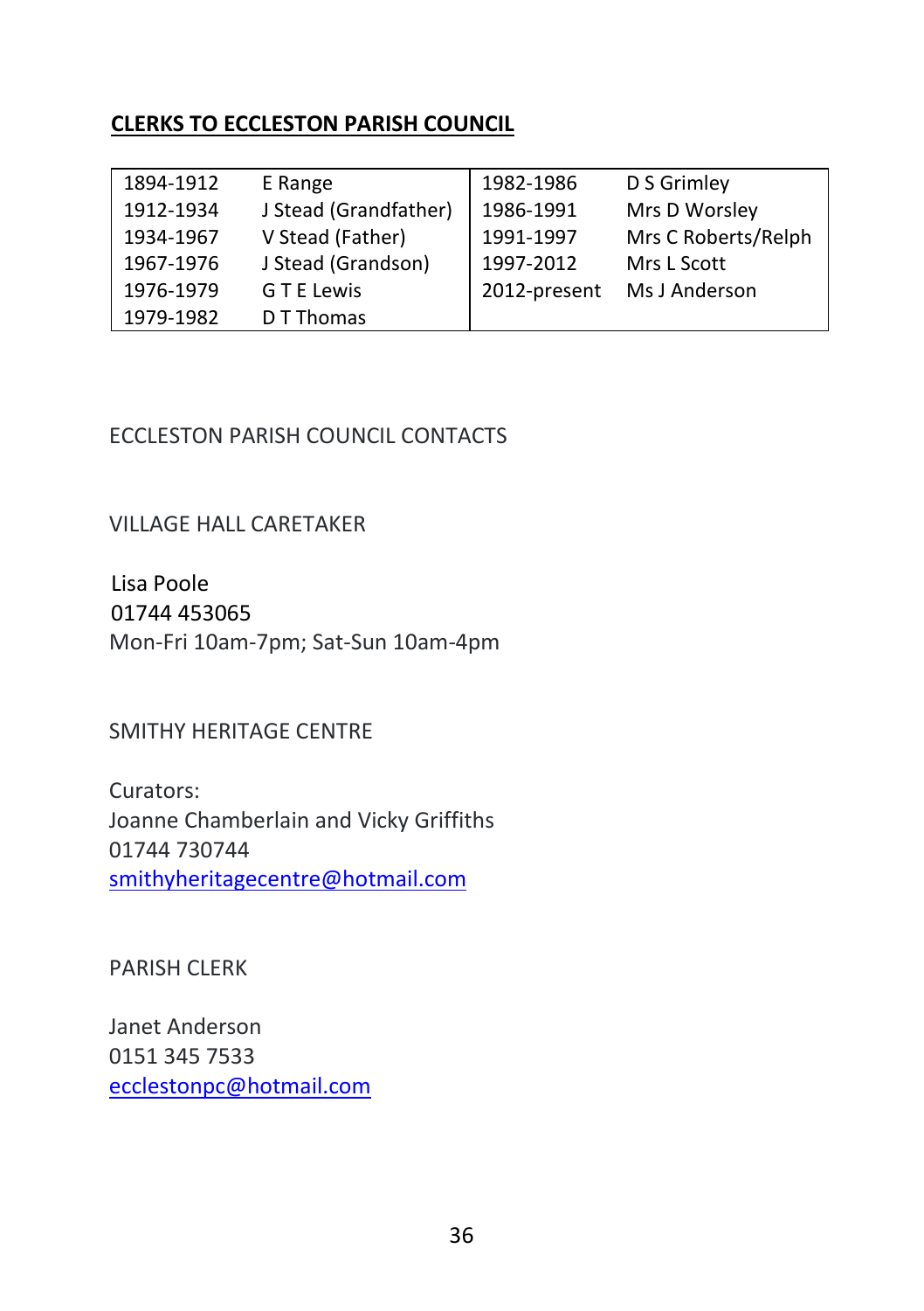## CLERKS TO ECCLESTON PARISH COUNCIL

| | | | |
|---|---|---|---|
| 1894-1912 | E Range | 1982-1986 | D S Grimley |
| 1912-1934 | J Stead (Grandfather) | 1986-1991 | Mrs D Worsley |
| 1934-1967 | V Stead (Father) | 1991-1997 | Mrs C Roberts/Relph |
| 1967-1976 | J Stead (Grandson) | 1997-2012 | Mrs L Scott |
| 1976-1979 | G T E Lewis | 2012-present | Ms J Anderson |
| 1979-1982 | D T Thomas | | |

ECCLESTON PARISH COUNCIL CONTACTS

VILLAGE HALL CARETAKER

Lisa Poole
01744 453065
Mon-Fri 10am-7pm; Sat-Sun 10am-4pm

SMITHY HERITAGE CENTRE

Curators:
Joanne Chamberlain and Vicky Griffiths
01744 730744
smithyheritagecentre@hotmail.com

PARISH CLERK

Janet Anderson
0151 345 7533
ecclestonpc@hotmail.com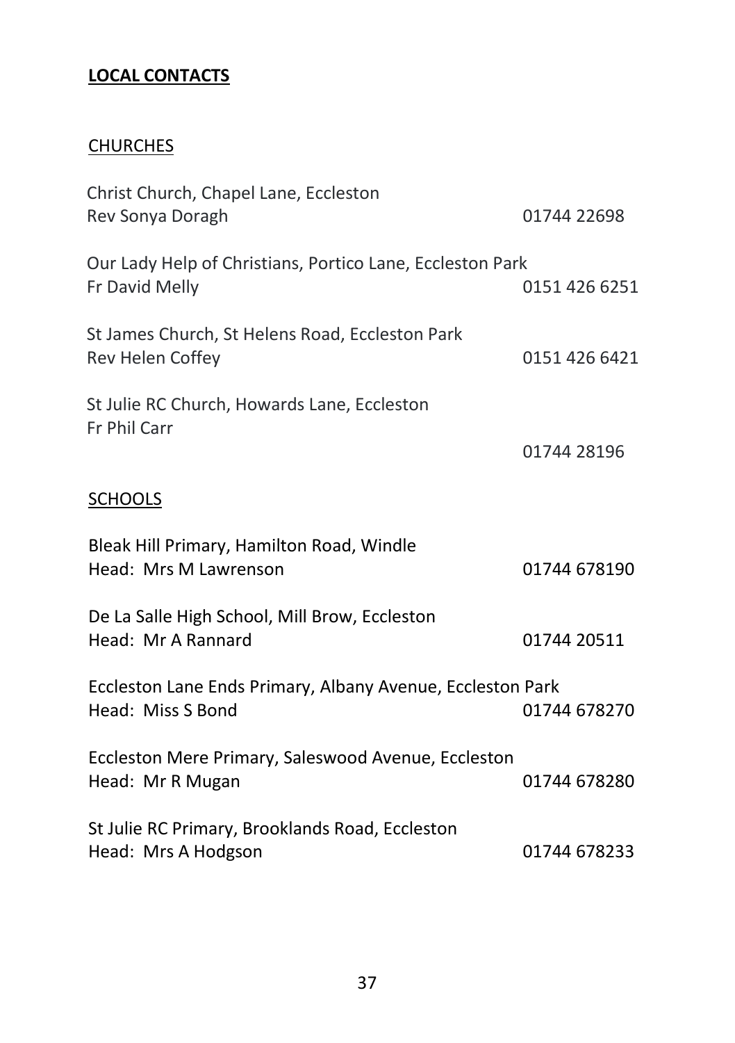## LOCAL CONTACTS

### CHURCHES

Christ Church, Chapel Lane, Eccleston
Rev Sonya Doragh 01744 22698

Our Lady Help of Christians, Portico Lane, Eccleston Park
Fr David Melly 0151 426 6251

St James Church, St Helens Road, Eccleston Park
Rev Helen Coffey 0151 426 6421

St Julie RC Church, Howards Lane, Eccleston
Fr Phil Carr
01744 28196

### SCHOOLS

Bleak Hill Primary, Hamilton Road, Windle
Head: Mrs M Lawrenson 01744 678190

De La Salle High School, Mill Brow, Eccleston
Head: Mr A Rannard 01744 20511

Eccleston Lane Ends Primary, Albany Avenue, Eccleston Park
Head: Miss S Bond 01744 678270

Eccleston Mere Primary, Saleswood Avenue, Eccleston
Head: Mr R Mugan 01744 678280

St Julie RC Primary, Brooklands Road, Eccleston
Head: Mrs A Hodgson 01744 678233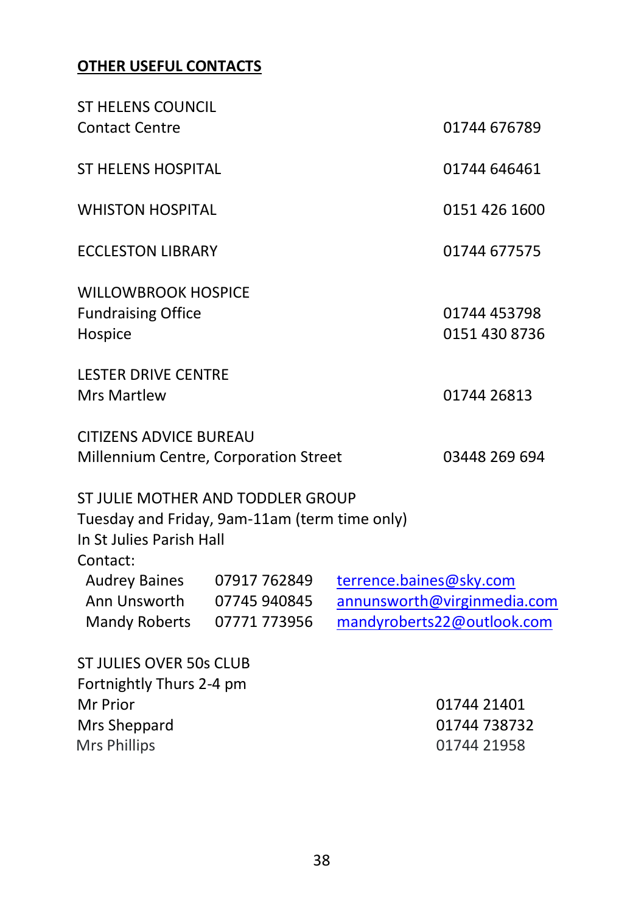**OTHER USEFUL CONTACTS**

ST HELENS COUNCIL
Contact Centre 01744 676789

ST HELENS HOSPITAL 01744 646461

WHISTON HOSPITAL 0151 426 1600

ECCLESTON LIBRARY 01744 677575

WILLOWBROOK HOSPICE
Fundraising Office 01744 453798
Hospice 0151 430 8736

LESTER DRIVE CENTRE
Mrs Martlew 01744 26813

CITIZENS ADVICE BUREAU
Millennium Centre, Corporation Street 03448 269 694

ST JULIE MOTHER AND TODDLER GROUP
Tuesday and Friday, 9am-11am (term time only)
In St Julies Parish Hall
Contact:

| | | |
|---|---|---|
| Audrey Baines | 07917 762849 | terrence.baines@sky.com |
| Ann Unsworth | 07745 940845 | annunsworth@virginmedia.com |
| Mandy Roberts | 07771 773956 | mandyroberts22@outlook.com |

ST JULIES OVER 50s CLUB
Fortnightly Thurs 2-4 pm
Mr Prior 01744 21401
Mrs Sheppard 01744 738732
Mrs Phillips 01744 21958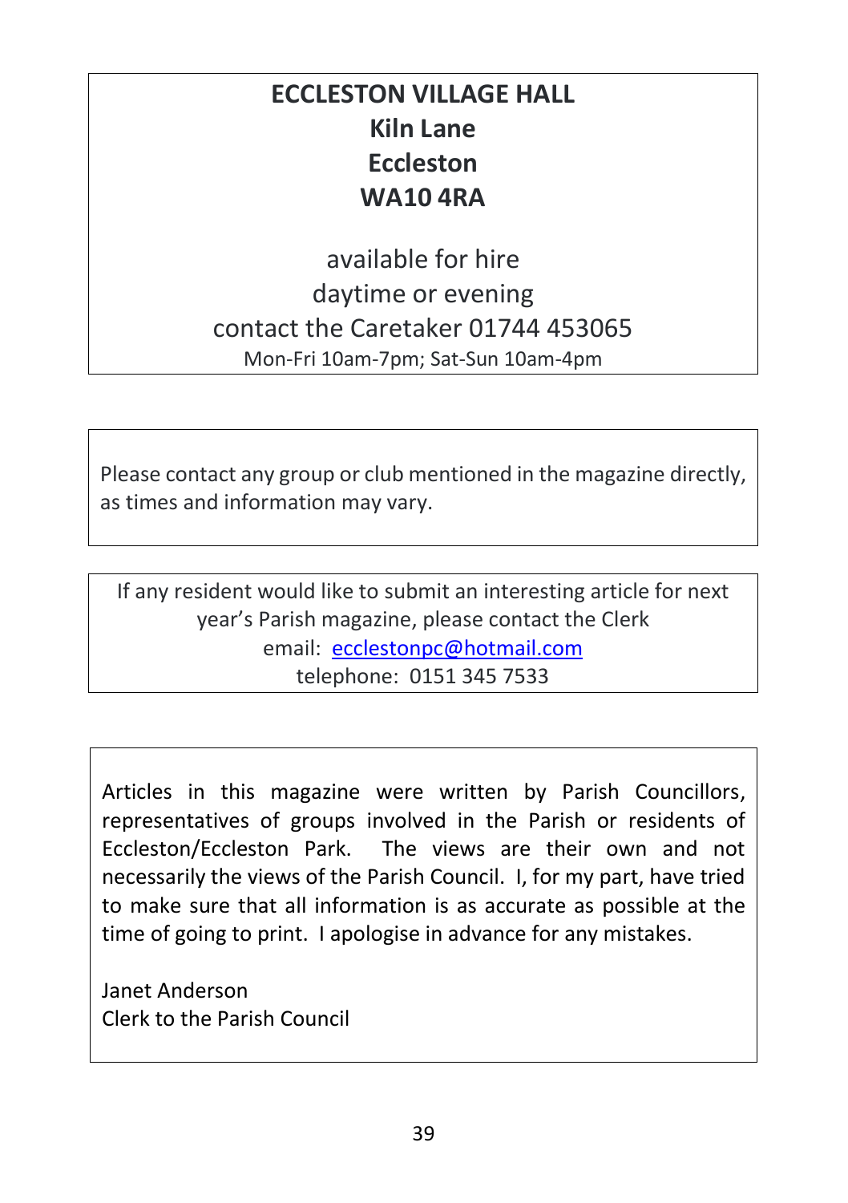**ECCLESTON VILLAGE HALL**
**Kiln Lane**
**Eccleston**
**WA10 4RA**

available for hire
daytime or evening
contact the Caretaker 01744 453065
Mon-Fri 10am-7pm; Sat-Sun 10am-4pm

---

Please contact any group or club mentioned in the magazine directly, as times and information may vary.

---

If any resident would like to submit an interesting article for next year's Parish magazine, please contact the Clerk
email: ecclestonpc@hotmail.com
telephone: 0151 345 7533

---

Articles in this magazine were written by Parish Councillors, representatives of groups involved in the Parish or residents of Eccleston/Eccleston Park. The views are their own and not necessarily the views of the Parish Council. I, for my part, have tried to make sure that all information is as accurate as possible at the time of going to print. I apologise in advance for any mistakes.

Janet Anderson
Clerk to the Parish Council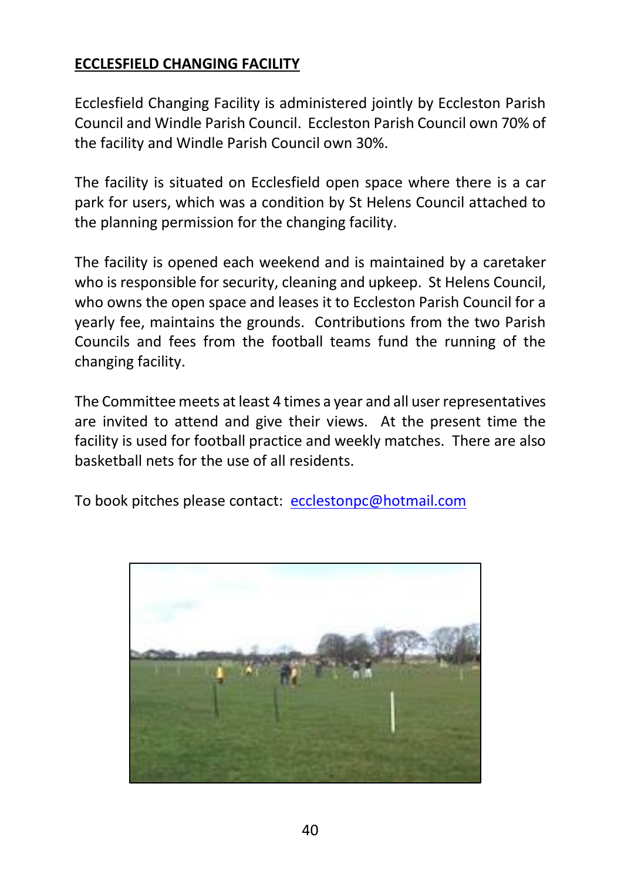## ECCLESFIELD CHANGING FACILITY

Ecclesfield Changing Facility is administered jointly by Eccleston Parish Council and Windle Parish Council. Eccleston Parish Council own 70% of the facility and Windle Parish Council own 30%.

The facility is situated on Ecclesfield open space where there is a car park for users, which was a condition by St Helens Council attached to the planning permission for the changing facility.

The facility is opened each weekend and is maintained by a caretaker who is responsible for security, cleaning and upkeep. St Helens Council, who owns the open space and leases it to Eccleston Parish Council for a yearly fee, maintains the grounds. Contributions from the two Parish Councils and fees from the football teams fund the running of the changing facility.

The Committee meets at least 4 times a year and all user representatives are invited to attend and give their views. At the present time the facility is used for football practice and weekly matches. There are also basketball nets for the use of all residents.

To book pitches please contact: [ecclestonpc@hotmail.com](mailto:ecclestonpc@hotmail.com)